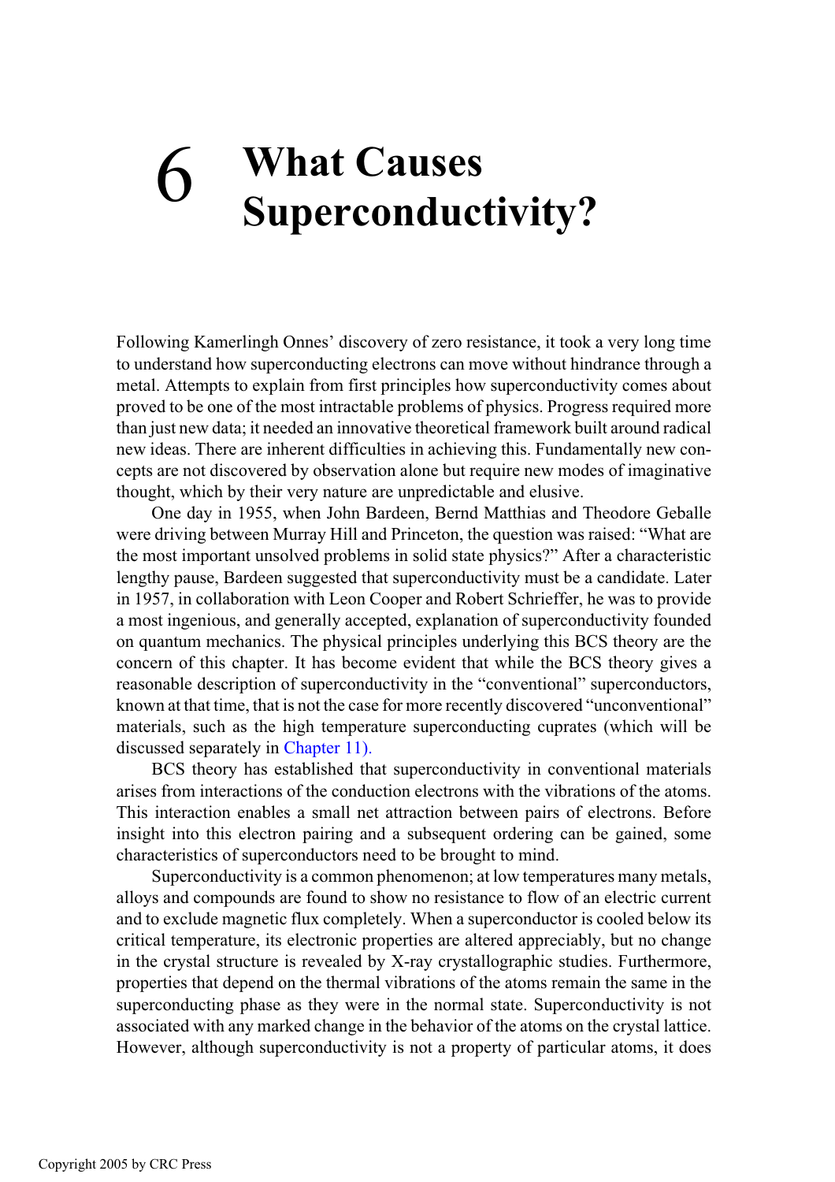# 6 What Causes Superconductivity?

Following Kamerlingh Onnes' discovery of zero resistance, it took a very long time to understand how superconducting electrons can move without hindrance through a metal. Attempts to explain from first principles how superconductivity comes about proved to be one of the most intractable problems of physics. Progress required more than just new data; it needed an innovative theoretical framework built around radical new ideas. There are inherent difficulties in achieving this. Fundamentally new concepts are not discovered by observation alone but require new modes of imaginative thought, which by their very nature are unpredictable and elusive.

One day in 1955, when John Bardeen, Bernd Matthias and Theodore Geballe were driving between Murray Hill and Princeton, the question was raised: "What are the most important unsolved problems in solid state physics?" After a characteristic lengthy pause, Bardeen suggested that superconductivity must be a candidate. Later in 1957, in collaboration with Leon Cooper and Robert Schrieffer, he was to provide a most ingenious, and generally accepted, explanation of superconductivity founded on quantum mechanics. The physical principles underlying this BCS theory are the concern of this chapter. It has become evident that while the BCS theory gives a reasonable description of superconductivity in the "conventional" superconductors, known at that time, that is not the case for more recently discovered "unconventional" materials, such as the high temperature superconducting cuprates (which will be discussed separately in Chapter 11).

BCS theory has established that superconductivity in conventional materials arises from interactions of the conduction electrons with the vibrations of the atoms. This interaction enables a small net attraction between pairs of electrons. Before insight into this electron pairing and a subsequent ordering can be gained, some characteristics of superconductors need to be brought to mind.

Superconductivity is a common phenomenon; at low temperatures many metals, alloys and compounds are found to show no resistance to flow of an electric current and to exclude magnetic flux completely. When a superconductor is cooled below its critical temperature, its electronic properties are altered appreciably, but no change in the crystal structure is revealed by X-ray crystallographic studies. Furthermore, properties that depend on the thermal vibrations of the atoms remain the same in the superconducting phase as they were in the normal state. Superconductivity is not associated with any marked change in the behavior of the atoms on the crystal lattice. However, although superconductivity is not a property of particular atoms, it does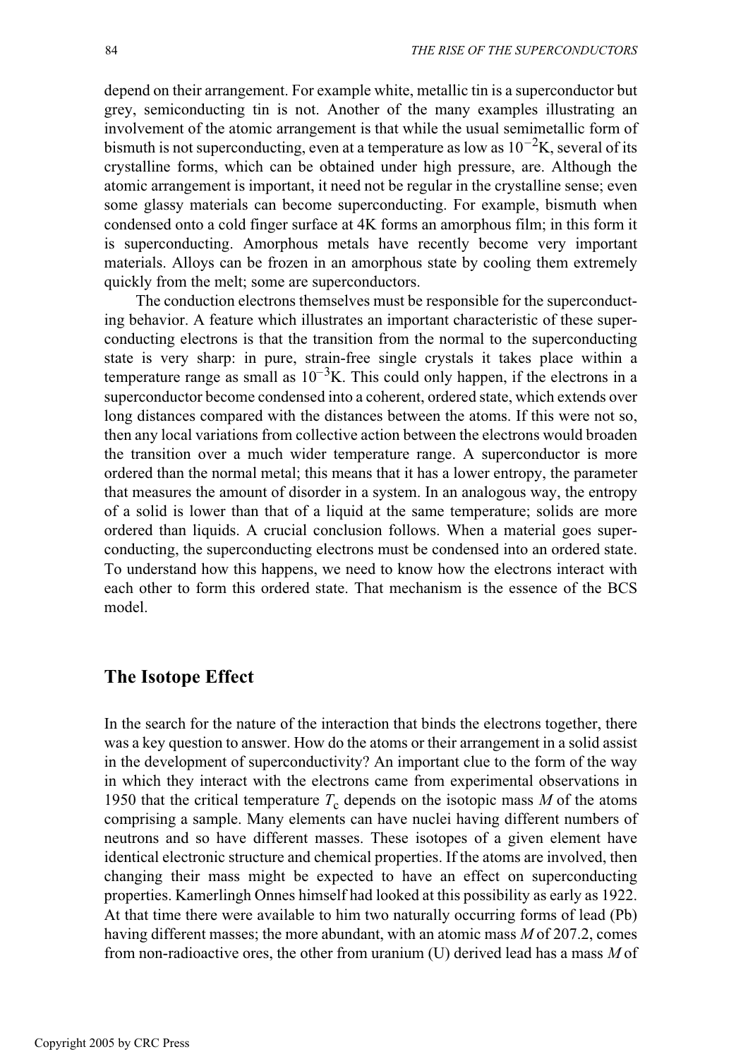depend on their arrangement. For example white, metallic tin is a superconductor but grey, semiconducting tin is not. Another of the many examples illustrating an involvement of the atomic arrangement is that while the usual semimetallic form of bismuth is not superconducting, even at a temperature as low as $10^{-2}$K, several of its crystalline forms, which can be obtained under high pressure, are. Although the atomic arrangement is important, it need not be regular in the crystalline sense; even some glassy materials can become superconducting. For example, bismuth when condensed onto a cold finger surface at 4K forms an amorphous film; in this form it is superconducting. Amorphous metals have recently become very important materials. Alloys can be frozen in an amorphous state by cooling them extremely quickly from the melt; some are superconductors.

The conduction electrons themselves must be responsible for the superconducting behavior. A feature which illustrates an important characteristic of these superconducting electrons is that the transition from the normal to the superconducting state is very sharp: in pure, strain-free single crystals it takes place within a temperature range as small as $10^{-3}$K. This could only happen, if the electrons in a superconductor become condensed into a coherent, ordered state, which extends over long distances compared with the distances between the atoms. If this were not so, then any local variations from collective action between the electrons would broaden the transition over a much wider temperature range. A superconductor is more ordered than the normal metal; this means that it has a lower entropy, the parameter that measures the amount of disorder in a system. In an analogous way, the entropy of a solid is lower than that of a liquid at the same temperature; solids are more ordered than liquids. A crucial conclusion follows. When a material goes superconducting, the superconducting electrons must be condensed into an ordered state. To understand how this happens, we need to know how the electrons interact with each other to form this ordered state. That mechanism is the essence of the BCS model.

## The Isotope Effect

In the search for the nature of the interaction that binds the electrons together, there was a key question to answer. How do the atoms or their arrangement in a solid assist in the development of superconductivity? An important clue to the form of the way in which they interact with the electrons came from experimental observations in 1950 that the critical temperature $T_c$ depends on the isotopic mass $M$ of the atoms comprising a sample. Many elements can have nuclei having different numbers of neutrons and so have different masses. These isotopes of a given element have identical electronic structure and chemical properties. If the atoms are involved, then changing their mass might be expected to have an effect on superconducting properties. Kamerlingh Onnes himself had looked at this possibility as early as 1922. At that time there were available to him two naturally occurring forms of lead (Pb) having different masses; the more abundant, with an atomic mass $M$ of 207.2, comes from non-radioactive ores, the other from uranium (U) derived lead has a mass $M$ of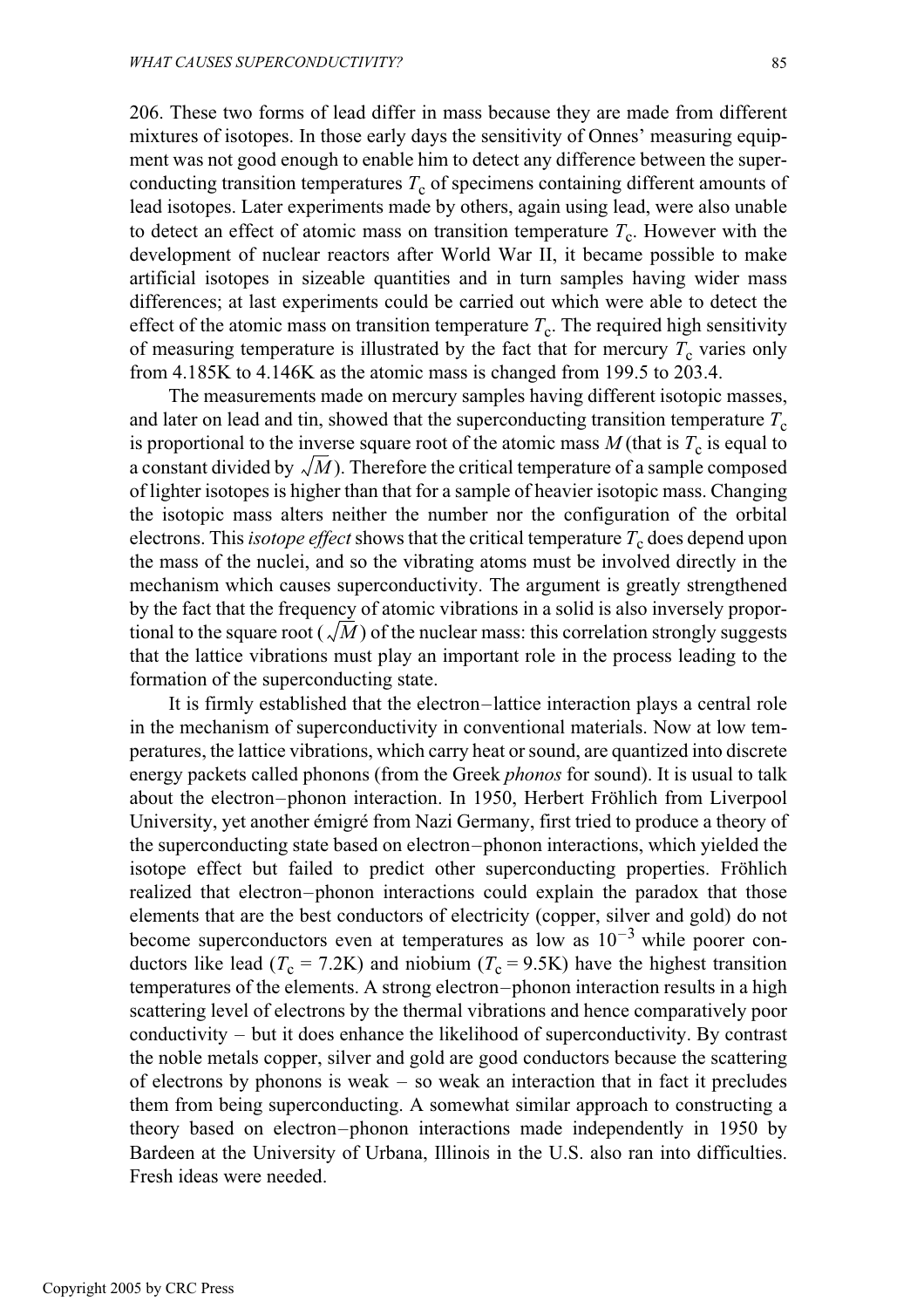206. These two forms of lead differ in mass because they are made from different mixtures of isotopes. In those early days the sensitivity of Onnes' measuring equipment was not good enough to enable him to detect any difference between the superconducting transition temperatures $T_c$ of specimens containing different amounts of lead isotopes. Later experiments made by others, again using lead, were also unable to detect an effect of atomic mass on transition temperature $T_c$. However with the development of nuclear reactors after World War II, it became possible to make artificial isotopes in sizeable quantities and in turn samples having wider mass differences; at last experiments could be carried out which were able to detect the effect of the atomic mass on transition temperature $T_c$. The required high sensitivity of measuring temperature is illustrated by the fact that for mercury $T_c$ varies only from 4.185K to 4.146K as the atomic mass is changed from 199.5 to 203.4.

The measurements made on mercury samples having different isotopic masses, and later on lead and tin, showed that the superconducting transition temperature $T_c$ is proportional to the inverse square root of the atomic mass $M$ (that is $T_c$ is equal to a constant divided by $\sqrt{M}$). Therefore the critical temperature of a sample composed of lighter isotopes is higher than that for a sample of heavier isotopic mass. Changing the isotopic mass alters neither the number nor the configuration of the orbital electrons. This *isotope effect* shows that the critical temperature $T_c$ does depend upon the mass of the nuclei, and so the vibrating atoms must be involved directly in the mechanism which causes superconductivity. The argument is greatly strengthened by the fact that the frequency of atomic vibrations in a solid is also inversely proportional to the square root ($\sqrt{M}$) of the nuclear mass: this correlation strongly suggests that the lattice vibrations must play an important role in the process leading to the formation of the superconducting state.

It is firmly established that the electron–lattice interaction plays a central role in the mechanism of superconductivity in conventional materials. Now at low temperatures, the lattice vibrations, which carry heat or sound, are quantized into discrete energy packets called phonons (from the Greek *phonos* for sound). It is usual to talk about the electron–phonon interaction. In 1950, Herbert Fröhlich from Liverpool University, yet another émigré from Nazi Germany, first tried to produce a theory of the superconducting state based on electron–phonon interactions, which yielded the isotope effect but failed to predict other superconducting properties. Fröhlich realized that electron–phonon interactions could explain the paradox that those elements that are the best conductors of electricity (copper, silver and gold) do not become superconductors even at temperatures as low as $10^{-3}$ while poorer conductors like lead ($T_c$ = 7.2K) and niobium ($T_c$ = 9.5K) have the highest transition temperatures of the elements. A strong electron–phonon interaction results in a high scattering level of electrons by the thermal vibrations and hence comparatively poor conductivity – but it does enhance the likelihood of superconductivity. By contrast the noble metals copper, silver and gold are good conductors because the scattering of electrons by phonons is weak – so weak an interaction that in fact it precludes them from being superconducting. A somewhat similar approach to constructing a theory based on electron–phonon interactions made independently in 1950 by Bardeen at the University of Urbana, Illinois in the U.S. also ran into difficulties. Fresh ideas were needed.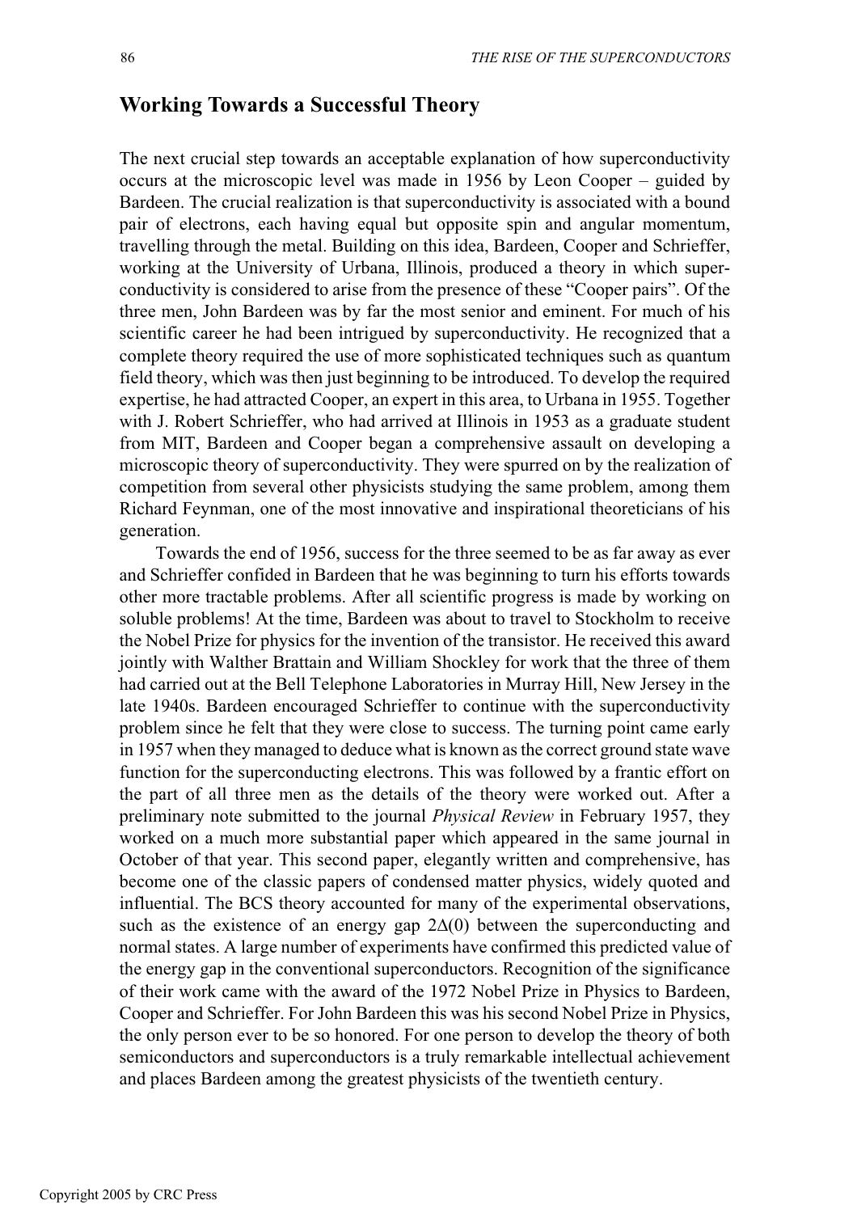## Working Towards a Successful Theory

The next crucial step towards an acceptable explanation of how superconductivity occurs at the microscopic level was made in 1956 by Leon Cooper – guided by Bardeen. The crucial realization is that superconductivity is associated with a bound pair of electrons, each having equal but opposite spin and angular momentum, travelling through the metal. Building on this idea, Bardeen, Cooper and Schrieffer, working at the University of Urbana, Illinois, produced a theory in which superconductivity is considered to arise from the presence of these "Cooper pairs". Of the three men, John Bardeen was by far the most senior and eminent. For much of his scientific career he had been intrigued by superconductivity. He recognized that a complete theory required the use of more sophisticated techniques such as quantum field theory, which was then just beginning to be introduced. To develop the required expertise, he had attracted Cooper, an expert in this area, to Urbana in 1955. Together with J. Robert Schrieffer, who had arrived at Illinois in 1953 as a graduate student from MIT, Bardeen and Cooper began a comprehensive assault on developing a microscopic theory of superconductivity. They were spurred on by the realization of competition from several other physicists studying the same problem, among them Richard Feynman, one of the most innovative and inspirational theoreticians of his generation.

Towards the end of 1956, success for the three seemed to be as far away as ever and Schrieffer confided in Bardeen that he was beginning to turn his efforts towards other more tractable problems. After all scientific progress is made by working on soluble problems! At the time, Bardeen was about to travel to Stockholm to receive the Nobel Prize for physics for the invention of the transistor. He received this award jointly with Walther Brattain and William Shockley for work that the three of them had carried out at the Bell Telephone Laboratories in Murray Hill, New Jersey in the late 1940s. Bardeen encouraged Schrieffer to continue with the superconductivity problem since he felt that they were close to success. The turning point came early in 1957 when they managed to deduce what is known as the correct ground state wave function for the superconducting electrons. This was followed by a frantic effort on the part of all three men as the details of the theory were worked out. After a preliminary note submitted to the journal *Physical Review* in February 1957, they worked on a much more substantial paper which appeared in the same journal in October of that year. This second paper, elegantly written and comprehensive, has become one of the classic papers of condensed matter physics, widely quoted and influential. The BCS theory accounted for many of the experimental observations, such as the existence of an energy gap $2\Delta(0)$ between the superconducting and normal states. A large number of experiments have confirmed this predicted value of the energy gap in the conventional superconductors. Recognition of the significance of their work came with the award of the 1972 Nobel Prize in Physics to Bardeen, Cooper and Schrieffer. For John Bardeen this was his second Nobel Prize in Physics, the only person ever to be so honored. For one person to develop the theory of both semiconductors and superconductors is a truly remarkable intellectual achievement and places Bardeen among the greatest physicists of the twentieth century.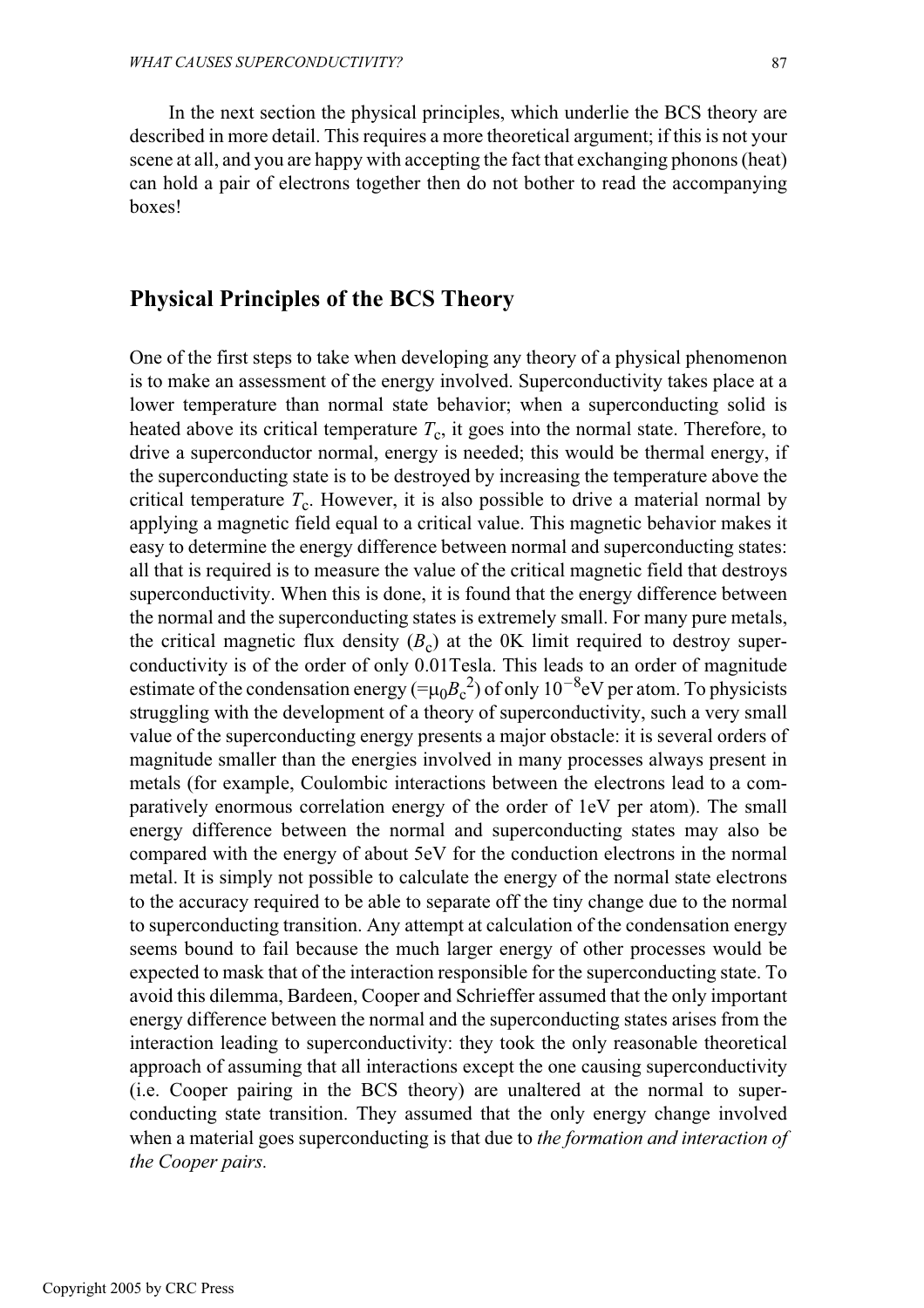In the next section the physical principles, which underlie the BCS theory are described in more detail. This requires a more theoretical argument; if this is not your scene at all, and you are happy with accepting the fact that exchanging phonons (heat) can hold a pair of electrons together then do not bother to read the accompanying boxes!

## Physical Principles of the BCS Theory

One of the first steps to take when developing any theory of a physical phenomenon is to make an assessment of the energy involved. Superconductivity takes place at a lower temperature than normal state behavior; when a superconducting solid is heated above its critical temperature $T_c$, it goes into the normal state. Therefore, to drive a superconductor normal, energy is needed; this would be thermal energy, if the superconducting state is to be destroyed by increasing the temperature above the critical temperature $T_c$. However, it is also possible to drive a material normal by applying a magnetic field equal to a critical value. This magnetic behavior makes it easy to determine the energy difference between normal and superconducting states: all that is required is to measure the value of the critical magnetic field that destroys superconductivity. When this is done, it is found that the energy difference between the normal and the superconducting states is extremely small. For many pure metals, the critical magnetic flux density ($B_c$) at the 0K limit required to destroy superconductivity is of the order of only 0.01Tesla. This leads to an order of magnitude estimate of the condensation energy ($=\mu_0 B_c^2$) of only $10^{-8}$eV per atom. To physicists struggling with the development of a theory of superconductivity, such a very small value of the superconducting energy presents a major obstacle: it is several orders of magnitude smaller than the energies involved in many processes always present in metals (for example, Coulombic interactions between the electrons lead to a comparatively enormous correlation energy of the order of 1eV per atom). The small energy difference between the normal and superconducting states may also be compared with the energy of about 5eV for the conduction electrons in the normal metal. It is simply not possible to calculate the energy of the normal state electrons to the accuracy required to be able to separate off the tiny change due to the normal to superconducting transition. Any attempt at calculation of the condensation energy seems bound to fail because the much larger energy of other processes would be expected to mask that of the interaction responsible for the superconducting state. To avoid this dilemma, Bardeen, Cooper and Schrieffer assumed that the only important energy difference between the normal and the superconducting states arises from the interaction leading to superconductivity: they took the only reasonable theoretical approach of assuming that all interactions except the one causing superconductivity (i.e. Cooper pairing in the BCS theory) are unaltered at the normal to superconducting state transition. They assumed that the only energy change involved when a material goes superconducting is that due to *the formation and interaction of the Cooper pairs.*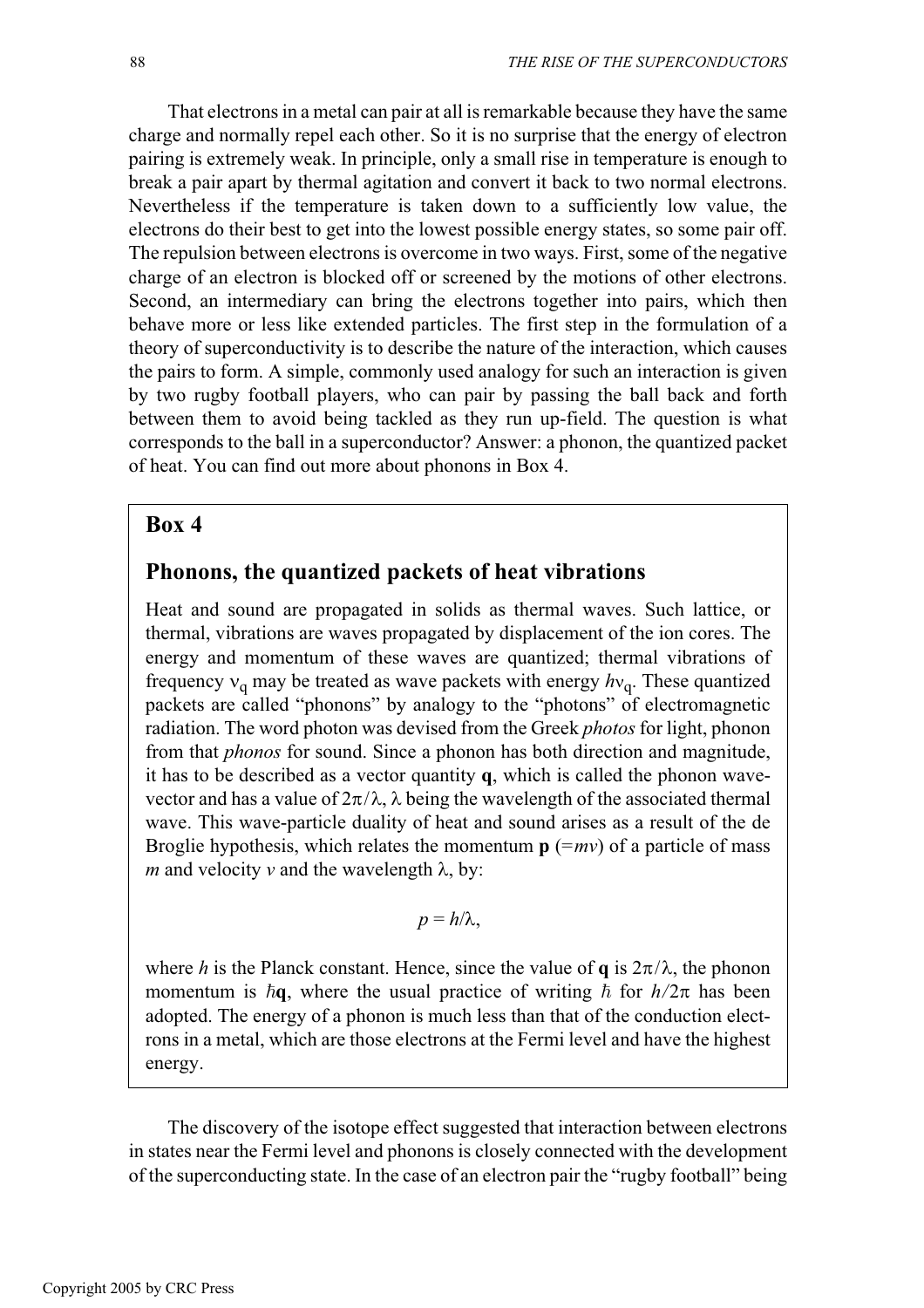That electrons in a metal can pair at all is remarkable because they have the same charge and normally repel each other. So it is no surprise that the energy of electron pairing is extremely weak. In principle, only a small rise in temperature is enough to break a pair apart by thermal agitation and convert it back to two normal electrons. Nevertheless if the temperature is taken down to a sufficiently low value, the electrons do their best to get into the lowest possible energy states, so some pair off. The repulsion between electrons is overcome in two ways. First, some of the negative charge of an electron is blocked off or screened by the motions of other electrons. Second, an intermediary can bring the electrons together into pairs, which then behave more or less like extended particles. The first step in the formulation of a theory of superconductivity is to describe the nature of the interaction, which causes the pairs to form. A simple, commonly used analogy for such an interaction is given by two rugby football players, who can pair by passing the ball back and forth between them to avoid being tackled as they run up-field. The question is what corresponds to the ball in a superconductor? Answer: a phonon, the quantized packet of heat. You can find out more about phonons in Box 4.

> ### Box 4
>
> ### Phonons, the quantized packets of heat vibrations
>
> Heat and sound are propagated in solids as thermal waves. Such lattice, or thermal, vibrations are waves propagated by displacement of the ion cores. The energy and momentum of these waves are quantized; thermal vibrations of frequency $\nu_q$ may be treated as wave packets with energy $h\nu_q$. These quantized packets are called "phonons" by analogy to the "photons" of electromagnetic radiation. The word photon was devised from the Greek *photos* for light, phonon from that *phonos* for sound. Since a phonon has both direction and magnitude, it has to be described as a vector quantity $\mathbf{q}$, which is called the phonon wave-vector and has a value of $2\pi/\lambda$, $\lambda$ being the wavelength of the associated thermal wave. This wave-particle duality of heat and sound arises as a result of the de Broglie hypothesis, which relates the momentum $\mathbf{p}$ ($=mv$) of a particle of mass $m$ and velocity $v$ and the wavelength $\lambda$, by:
>
> $$p = h/\lambda,$$
>
> where $h$ is the Planck constant. Hence, since the value of $\mathbf{q}$ is $2\pi/\lambda$, the phonon momentum is $\hbar\mathbf{q}$, where the usual practice of writing $\hbar$ for $h/2\pi$ has been adopted. The energy of a phonon is much less than that of the conduction electrons in a metal, which are those electrons at the Fermi level and have the highest energy.

The discovery of the isotope effect suggested that interaction between electrons in states near the Fermi level and phonons is closely connected with the development of the superconducting state. In the case of an electron pair the "rugby football" being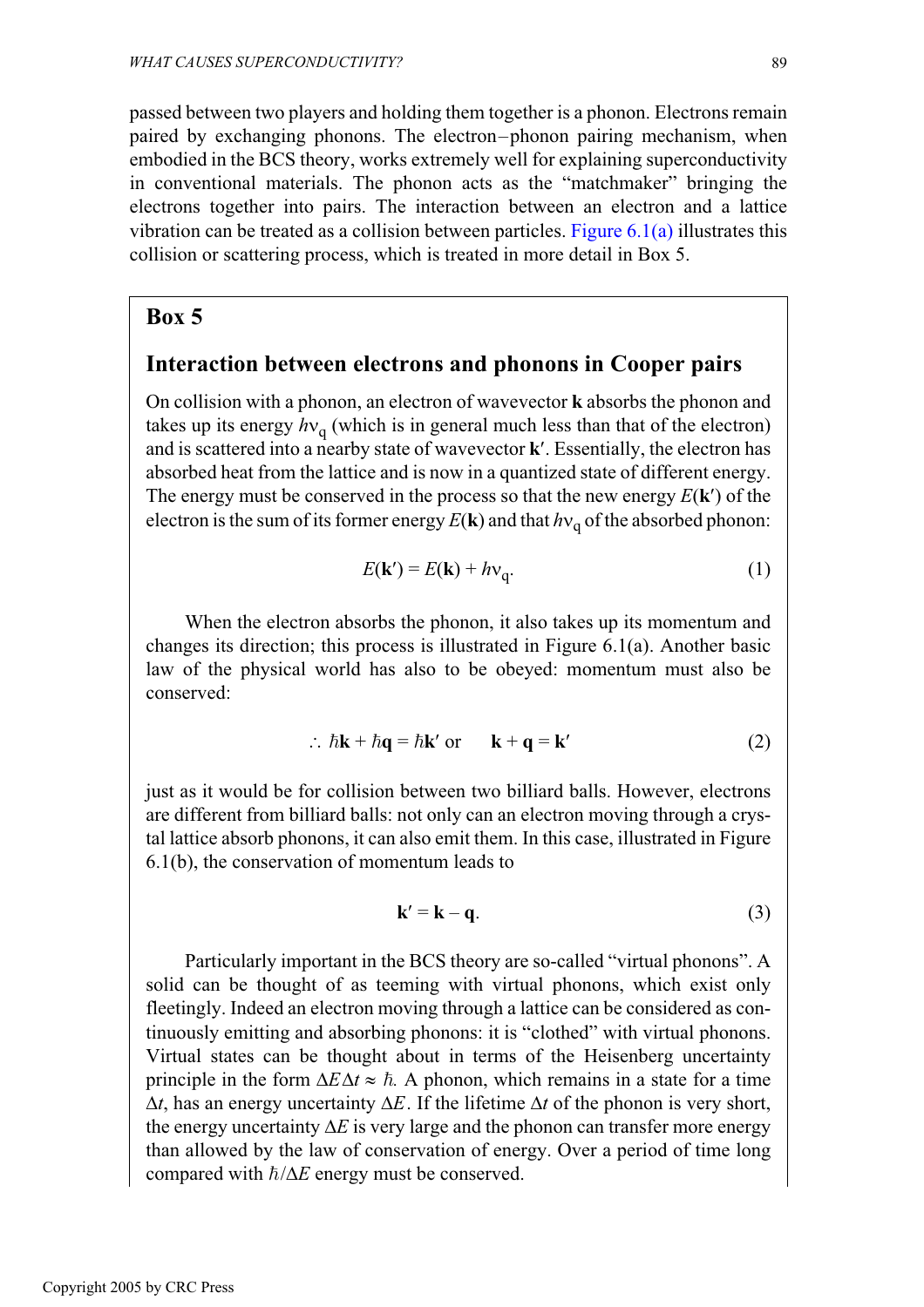passed between two players and holding them together is a phonon. Electrons remain paired by exchanging phonons. The electron–phonon pairing mechanism, when embodied in the BCS theory, works extremely well for explaining superconductivity in conventional materials. The phonon acts as the "matchmaker" bringing the electrons together into pairs. The interaction between an electron and a lattice vibration can be treated as a collision between particles. Figure 6.1(a) illustrates this collision or scattering process, which is treated in more detail in Box 5.

## Box 5

### Interaction between electrons and phonons in Cooper pairs

On collision with a phonon, an electron of wavevector **k** absorbs the phonon and takes up its energy $h\nu_q$ (which is in general much less than that of the electron) and is scattered into a nearby state of wavevector **k′**. Essentially, the electron has absorbed heat from the lattice and is now in a quantized state of different energy. The energy must be conserved in the process so that the new energy $E(\mathbf{k}')$ of the electron is the sum of its former energy $E(\mathbf{k})$ and that $h\nu_q$ of the absorbed phonon:

$$E(\mathbf{k}') = E(\mathbf{k}) + h\nu_q. \tag{1}$$

When the electron absorbs the phonon, it also takes up its momentum and changes its direction; this process is illustrated in Figure 6.1(a). Another basic law of the physical world has also to be obeyed: momentum must also be conserved:

$$\therefore\ \hbar\mathbf{k} + \hbar\mathbf{q} = \hbar\mathbf{k}' \text{ or } \quad \mathbf{k} + \mathbf{q} = \mathbf{k}' \tag{2}$$

just as it would be for collision between two billiard balls. However, electrons are different from billiard balls: not only can an electron moving through a crystal lattice absorb phonons, it can also emit them. In this case, illustrated in Figure 6.1(b), the conservation of momentum leads to

$$\mathbf{k}' = \mathbf{k} - \mathbf{q}. \tag{3}$$

Particularly important in the BCS theory are so-called "virtual phonons". A solid can be thought of as teeming with virtual phonons, which exist only fleetingly. Indeed an electron moving through a lattice can be considered as continuously emitting and absorbing phonons: it is "clothed" with virtual phonons. Virtual states can be thought about in terms of the Heisenberg uncertainty principle in the form $\Delta E \Delta t \approx \hbar$. A phonon, which remains in a state for a time $\Delta t$, has an energy uncertainty $\Delta E$. If the lifetime $\Delta t$ of the phonon is very short, the energy uncertainty $\Delta E$ is very large and the phonon can transfer more energy than allowed by the law of conservation of energy. Over a period of time long compared with $\hbar/\Delta E$ energy must be conserved.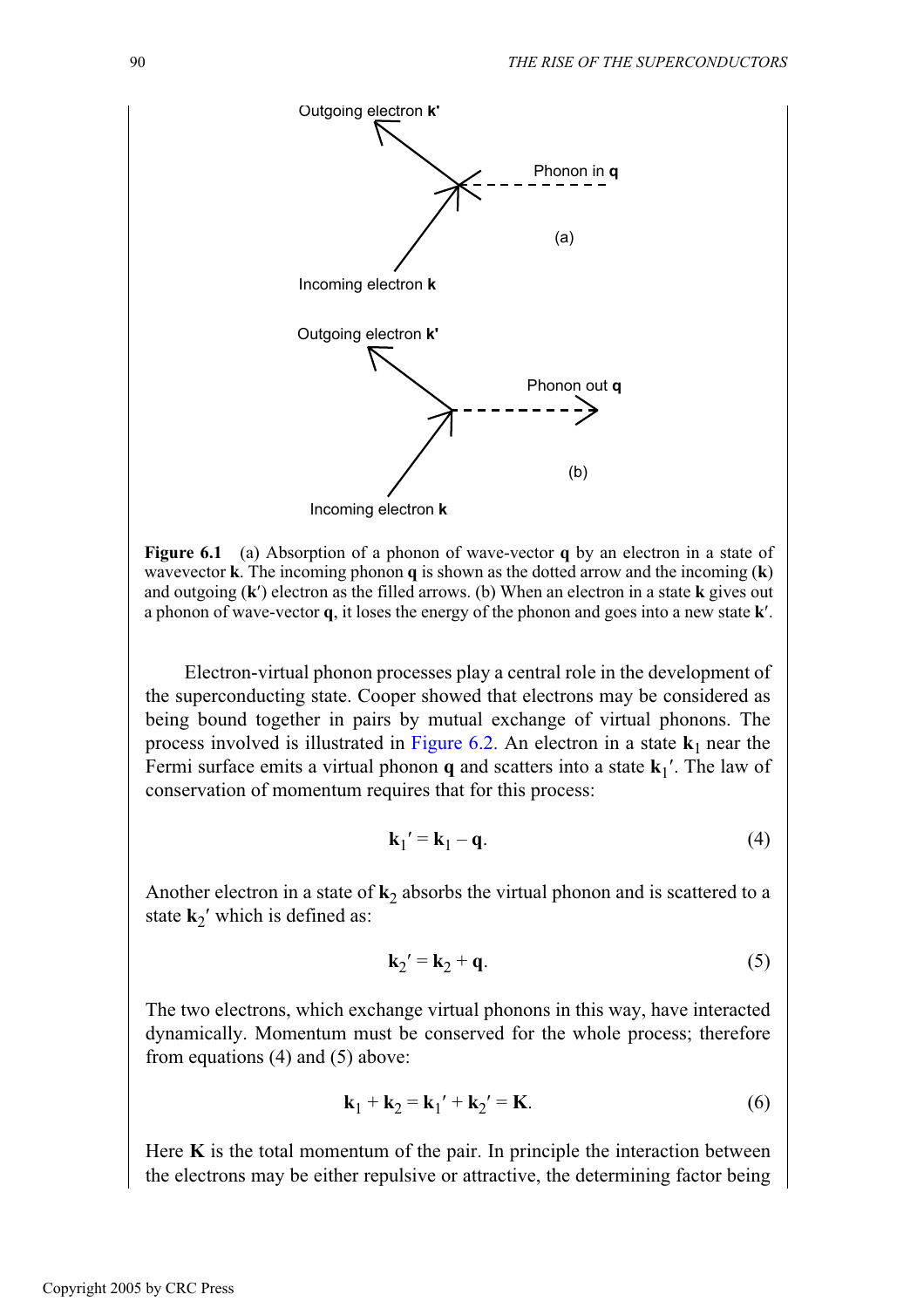Outgoing electron **k'**

Phonon in **q**

(a)

Incoming electron **k**

Outgoing electron **k'**

Phonon out **q**

(b)

Incoming electron **k**

**Figure 6.1** (a) Absorption of a phonon of wave-vector **q** by an electron in a state of wavevector **k**. The incoming phonon **q** is shown as the dotted arrow and the incoming (**k**) and outgoing (**k**′) electron as the filled arrows. (b) When an electron in a state **k** gives out a phonon of wave-vector **q**, it loses the energy of the phonon and goes into a new state **k**′.

Electron-virtual phonon processes play a central role in the development of the superconducting state. Cooper showed that electrons may be considered as being bound together in pairs by mutual exchange of virtual phonons. The process involved is illustrated in Figure 6.2. An electron in a state $\mathbf{k}_1$ near the Fermi surface emits a virtual phonon **q** and scatters into a state $\mathbf{k}_1'$. The law of conservation of momentum requires that for this process:

$$\mathbf{k}_1' = \mathbf{k}_1 - \mathbf{q}. \tag{4}$$

Another electron in a state of $\mathbf{k}_2$ absorbs the virtual phonon and is scattered to a state $\mathbf{k}_2'$ which is defined as:

$$\mathbf{k}_2' = \mathbf{k}_2 + \mathbf{q}. \tag{5}$$

The two electrons, which exchange virtual phonons in this way, have interacted dynamically. Momentum must be conserved for the whole process; therefore from equations (4) and (5) above:

$$\mathbf{k}_1 + \mathbf{k}_2 = \mathbf{k}_1' + \mathbf{k}_2' = \mathbf{K}. \tag{6}$$

Here **K** is the total momentum of the pair. In principle the interaction between the electrons may be either repulsive or attractive, the determining factor being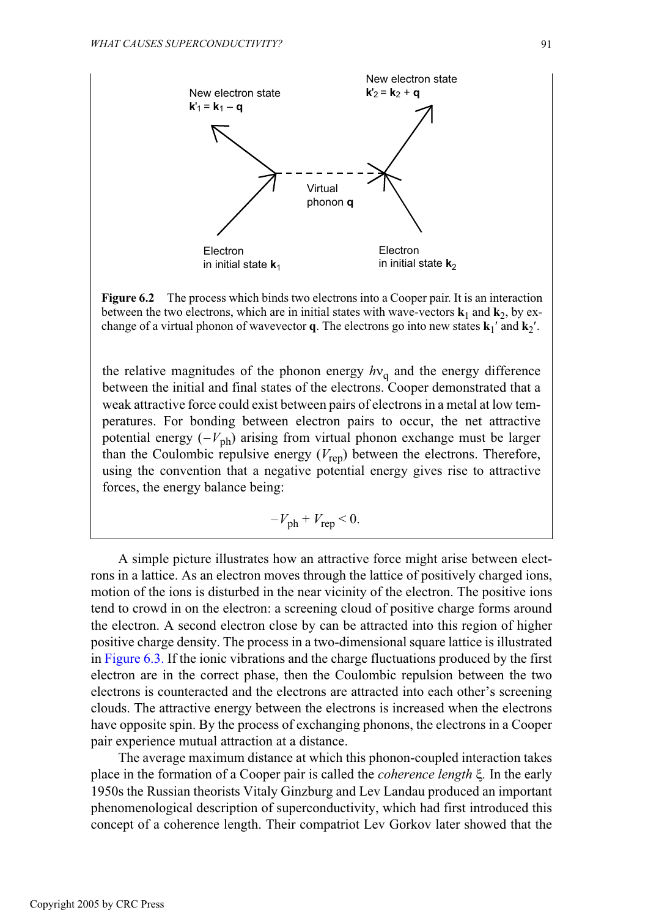New electron state
$\mathbf{k}'_1 = \mathbf{k}_1 - \mathbf{q}$

New electron state
$\mathbf{k}'_2 = \mathbf{k}_2 + \mathbf{q}$

Virtual
phonon $\mathbf{q}$

Electron
in initial state $\mathbf{k}_1$

Electron
in initial state $\mathbf{k}_2$

**Figure 6.2** The process which binds two electrons into a Cooper pair. It is an interaction between the two electrons, which are in initial states with wave-vectors $\mathbf{k}_1$ and $\mathbf{k}_2$, by exchange of a virtual phonon of wavevector $\mathbf{q}$. The electrons go into new states $\mathbf{k}_1{}'$ and $\mathbf{k}_2{}'$.

the relative magnitudes of the phonon energy $h\nu_q$ and the energy difference between the initial and final states of the electrons. Cooper demonstrated that a weak attractive force could exist between pairs of electrons in a metal at low temperatures. For bonding between electron pairs to occur, the net attractive potential energy ($-V_{ph}$) arising from virtual phonon exchange must be larger than the Coulombic repulsive energy ($V_{rep}$) between the electrons. Therefore, using the convention that a negative potential energy gives rise to attractive forces, the energy balance being:

$$-V_{ph} + V_{rep} < 0.$$

A simple picture illustrates how an attractive force might arise between electrons in a lattice. As an electron moves through the lattice of positively charged ions, motion of the ions is disturbed in the near vicinity of the electron. The positive ions tend to crowd in on the electron: a screening cloud of positive charge forms around the electron. A second electron close by can be attracted into this region of higher positive charge density. The process in a two-dimensional square lattice is illustrated in Figure 6.3. If the ionic vibrations and the charge fluctuations produced by the first electron are in the correct phase, then the Coulombic repulsion between the two electrons is counteracted and the electrons are attracted into each other's screening clouds. The attractive energy between the electrons is increased when the electrons have opposite spin. By the process of exchanging phonons, the electrons in a Cooper pair experience mutual attraction at a distance.

The average maximum distance at which this phonon-coupled interaction takes place in the formation of a Cooper pair is called the *coherence length* $\xi$. In the early 1950s the Russian theorists Vitaly Ginzburg and Lev Landau produced an important phenomenological description of superconductivity, which had first introduced this concept of a coherence length. Their compatriot Lev Gorkov later showed that the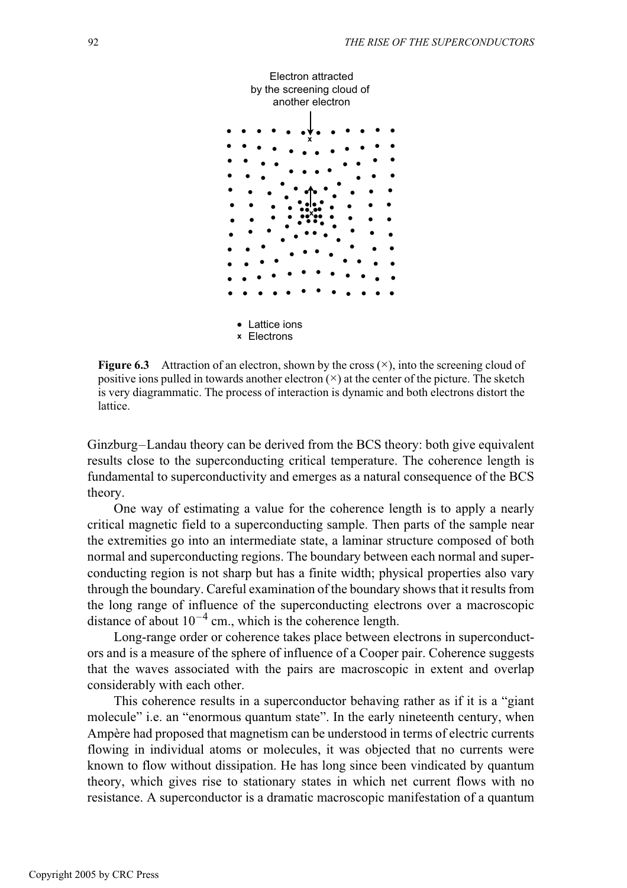Electron attracted by the screening cloud of another electron

• Lattice ions
× Electrons

**Figure 6.3** Attraction of an electron, shown by the cross (×), into the screening cloud of positive ions pulled in towards another electron (×) at the center of the picture. The sketch is very diagrammatic. The process of interaction is dynamic and both electrons distort the lattice.

Ginzburg–Landau theory can be derived from the BCS theory: both give equivalent results close to the superconducting critical temperature. The coherence length is fundamental to superconductivity and emerges as a natural consequence of the BCS theory.

One way of estimating a value for the coherence length is to apply a nearly critical magnetic field to a superconducting sample. Then parts of the sample near the extremities go into an intermediate state, a laminar structure composed of both normal and superconducting regions. The boundary between each normal and superconducting region is not sharp but has a finite width; physical properties also vary through the boundary. Careful examination of the boundary shows that it results from the long range of influence of the superconducting electrons over a macroscopic distance of about $10^{-4}$ cm., which is the coherence length.

Long-range order or coherence takes place between electrons in superconductors and is a measure of the sphere of influence of a Cooper pair. Coherence suggests that the waves associated with the pairs are macroscopic in extent and overlap considerably with each other.

This coherence results in a superconductor behaving rather as if it is a "giant molecule" i.e. an "enormous quantum state". In the early nineteenth century, when Ampère had proposed that magnetism can be understood in terms of electric currents flowing in individual atoms or molecules, it was objected that no currents were known to flow without dissipation. He has long since been vindicated by quantum theory, which gives rise to stationary states in which net current flows with no resistance. A superconductor is a dramatic macroscopic manifestation of a quantum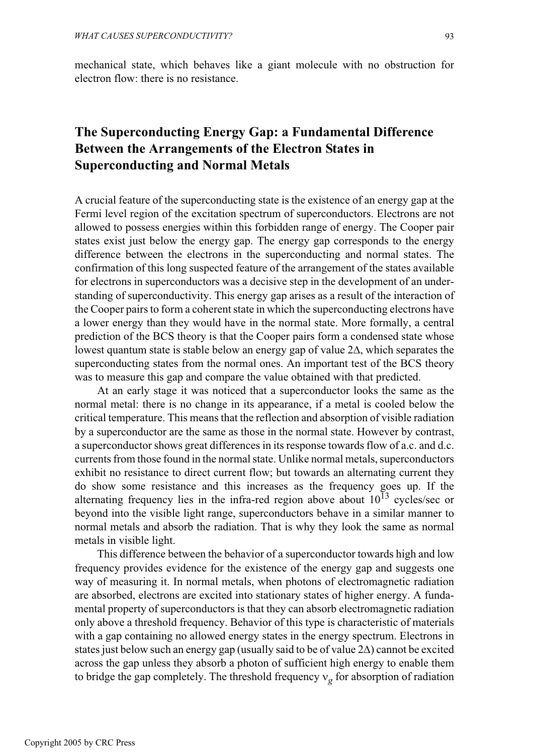mechanical state, which behaves like a giant molecule with no obstruction for electron flow: there is no resistance.

## The Superconducting Energy Gap: a Fundamental Difference Between the Arrangements of the Electron States in Superconducting and Normal Metals

A crucial feature of the superconducting state is the existence of an energy gap at the Fermi level region of the excitation spectrum of superconductors. Electrons are not allowed to possess energies within this forbidden range of energy. The Cooper pair states exist just below the energy gap. The energy gap corresponds to the energy difference between the electrons in the superconducting and normal states. The confirmation of this long suspected feature of the arrangement of the states available for electrons in superconductors was a decisive step in the development of an understanding of superconductivity. This energy gap arises as a result of the interaction of the Cooper pairs to form a coherent state in which the superconducting electrons have a lower energy than they would have in the normal state. More formally, a central prediction of the BCS theory is that the Cooper pairs form a condensed state whose lowest quantum state is stable below an energy gap of value $2\Delta$, which separates the superconducting states from the normal ones. An important test of the BCS theory was to measure this gap and compare the value obtained with that predicted.

At an early stage it was noticed that a superconductor looks the same as the normal metal: there is no change in its appearance, if a metal is cooled below the critical temperature. This means that the reflection and absorption of visible radiation by a superconductor are the same as those in the normal state. However by contrast, a superconductor shows great differences in its response towards flow of a.c. and d.c. currents from those found in the normal state. Unlike normal metals, superconductors exhibit no resistance to direct current flow; but towards an alternating current they do show some resistance and this increases as the frequency goes up. If the alternating frequency lies in the infra-red region above about $10^{13}$ cycles/sec or beyond into the visible light range, superconductors behave in a similar manner to normal metals and absorb the radiation. That is why they look the same as normal metals in visible light.

This difference between the behavior of a superconductor towards high and low frequency provides evidence for the existence of the energy gap and suggests one way of measuring it. In normal metals, when photons of electromagnetic radiation are absorbed, electrons are excited into stationary states of higher energy. A fundamental property of superconductors is that they can absorb electromagnetic radiation only above a threshold frequency. Behavior of this type is characteristic of materials with a gap containing no allowed energy states in the energy spectrum. Electrons in states just below such an energy gap (usually said to be of value $2\Delta$) cannot be excited across the gap unless they absorb a photon of sufficient high energy to enable them to bridge the gap completely. The threshold frequency $\nu_g$ for absorption of radiation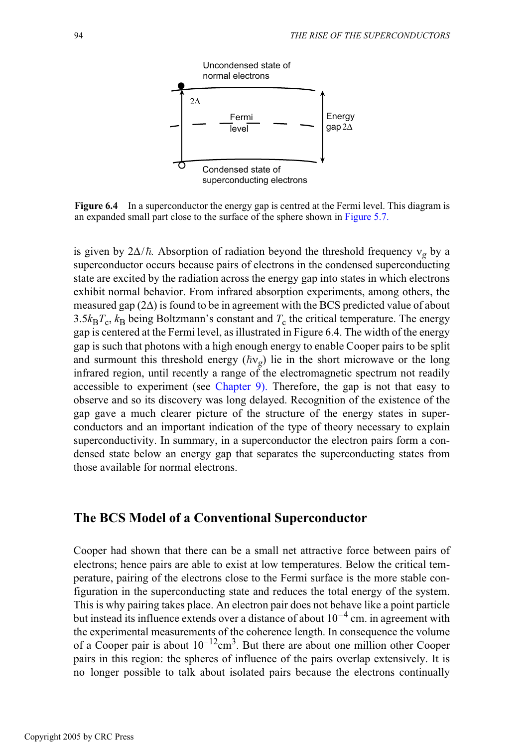Unconditioned state of normal electrons

**Figure 6.4** In a superconductor the energy gap is centred at the Fermi level. This diagram is an expanded small part close to the surface of the sphere shown in Figure 5.7.

is given by $2\Delta/\hbar$. Absorption of radiation beyond the threshold frequency $\nu_g$ by a superconductor occurs because pairs of electrons in the condensed superconducting state are excited by the radiation across the energy gap into states in which electrons exhibit normal behavior. From infrared absorption experiments, among others, the measured gap ($2\Delta$) is found to be in agreement with the BCS predicted value of about $3.5k_BT_c$, $k_B$ being Boltzmann's constant and $T_c$ the critical temperature. The energy gap is centered at the Fermi level, as illustrated in Figure 6.4. The width of the energy gap is such that photons with a high enough energy to enable Cooper pairs to be split and surmount this threshold energy ($\hbar\nu_g$) lie in the short microwave or the long infrared region, until recently a range of the electromagnetic spectrum not readily accessible to experiment (see Chapter 9). Therefore, the gap is not that easy to observe and so its discovery was long delayed. Recognition of the existence of the gap gave a much clearer picture of the structure of the energy states in superconductors and an important indication of the type of theory necessary to explain superconductivity. In summary, in a superconductor the electron pairs form a condensed state below an energy gap that separates the superconducting states from those available for normal electrons.

## The BCS Model of a Conventional Superconductor

Cooper had shown that there can be a small net attractive force between pairs of electrons; hence pairs are able to exist at low temperatures. Below the critical temperature, pairing of the electrons close to the Fermi surface is the more stable configuration in the superconducting state and reduces the total energy of the system. This is why pairing takes place. An electron pair does not behave like a point particle but instead its influence extends over a distance of about $10^{-4}$ cm. in agreement with the experimental measurements of the coherence length. In consequence the volume of a Cooper pair is about $10^{-12}\text{cm}^3$. But there are about one million other Cooper pairs in this region: the spheres of influence of the pairs overlap extensively. It is no longer possible to talk about isolated pairs because the electrons continually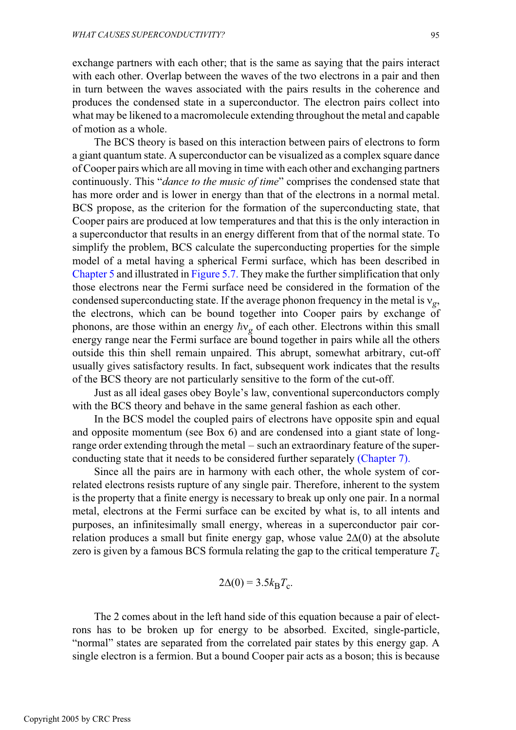exchange partners with each other; that is the same as saying that the pairs interact with each other. Overlap between the waves of the two electrons in a pair and then in turn between the waves associated with the pairs results in the coherence and produces the condensed state in a superconductor. The electron pairs collect into what may be likened to a macromolecule extending throughout the metal and capable of motion as a whole.

The BCS theory is based on this interaction between pairs of electrons to form a giant quantum state. A superconductor can be visualized as a complex square dance of Cooper pairs which are all moving in time with each other and exchanging partners continuously. This "*dance to the music of time*" comprises the condensed state that has more order and is lower in energy than that of the electrons in a normal metal. BCS propose, as the criterion for the formation of the superconducting state, that Cooper pairs are produced at low temperatures and that this is the only interaction in a superconductor that results in an energy different from that of the normal state. To simplify the problem, BCS calculate the superconducting properties for the simple model of a metal having a spherical Fermi surface, which has been described in Chapter 5 and illustrated in Figure 5.7. They make the further simplification that only those electrons near the Fermi surface need be considered in the formation of the condensed superconducting state. If the average phonon frequency in the metal is $\nu_g$, the electrons, which can be bound together into Cooper pairs by exchange of phonons, are those within an energy $\hbar\nu_g$ of each other. Electrons within this small energy range near the Fermi surface are bound together in pairs while all the others outside this thin shell remain unpaired. This abrupt, somewhat arbitrary, cut-off usually gives satisfactory results. In fact, subsequent work indicates that the results of the BCS theory are not particularly sensitive to the form of the cut-off.

Just as all ideal gases obey Boyle's law, conventional superconductors comply with the BCS theory and behave in the same general fashion as each other.

In the BCS model the coupled pairs of electrons have opposite spin and equal and opposite momentum (see Box 6) and are condensed into a giant state of long-range order extending through the metal – such an extraordinary feature of the superconducting state that it needs to be considered further separately (Chapter 7).

Since all the pairs are in harmony with each other, the whole system of correlated electrons resists rupture of any single pair. Therefore, inherent to the system is the property that a finite energy is necessary to break up only one pair. In a normal metal, electrons at the Fermi surface can be excited by what is, to all intents and purposes, an infinitesimally small energy, whereas in a superconductor pair correlation produces a small but finite energy gap, whose value $2\Delta(0)$ at the absolute zero is given by a famous BCS formula relating the gap to the critical temperature $T_c$

$$2\Delta(0) = 3.5k_BT_c.$$

The 2 comes about in the left hand side of this equation because a pair of electrons has to be broken up for energy to be absorbed. Excited, single-particle, "normal" states are separated from the correlated pair states by this energy gap. A single electron is a fermion. But a bound Cooper pair acts as a boson; this is because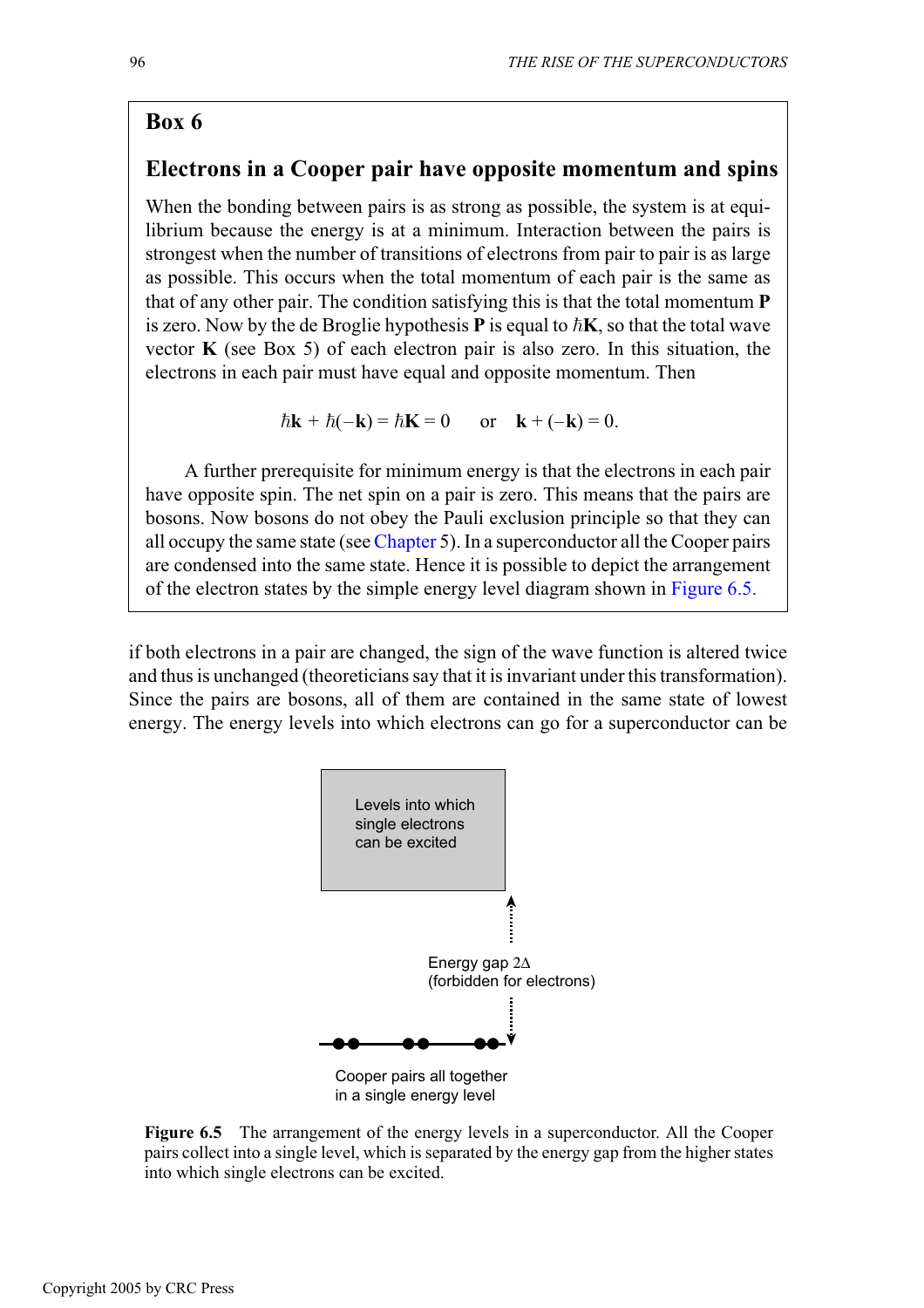## Box 6

### Electrons in a Cooper pair have opposite momentum and spins

When the bonding between pairs is as strong as possible, the system is at equilibrium because the energy is at a minimum. Interaction between the pairs is strongest when the number of transitions of electrons from pair to pair is as large as possible. This occurs when the total momentum of each pair is the same as that of any other pair. The condition satisfying this is that the total momentum $\mathbf{P}$ is zero. Now by the de Broglie hypothesis $\mathbf{P}$ is equal to $\hbar\mathbf{K}$, so that the total wave vector $\mathbf{K}$ (see Box 5) of each electron pair is also zero. In this situation, the electrons in each pair must have equal and opposite momentum. Then

$$\hbar\mathbf{k} + \hbar(-\mathbf{k}) = \hbar\mathbf{K} = 0 \quad \text{or} \quad \mathbf{k} + (-\mathbf{k}) = 0.$$

A further prerequisite for minimum energy is that the electrons in each pair have opposite spin. The net spin on a pair is zero. This means that the pairs are bosons. Now bosons do not obey the Pauli exclusion principle so that they can all occupy the same state (see Chapter 5). In a superconductor all the Cooper pairs are condensed into the same state. Hence it is possible to depict the arrangement of the electron states by the simple energy level diagram shown in Figure 6.5.

---

if both electrons in a pair are changed, the sign of the wave function is altered twice and thus is unchanged (theoreticians say that it is invariant under this transformation). Since the pairs are bosons, all of them are contained in the same state of lowest energy. The energy levels into which electrons can go for a superconductor can be

Levels into which single electrons can be excited

Energy gap $2\Delta$ (forbidden for electrons)

Cooper pairs all together in a single energy level

**Figure 6.5** The arrangement of the energy levels in a superconductor. All the Cooper pairs collect into a single level, which is separated by the energy gap from the higher states into which single electrons can be excited.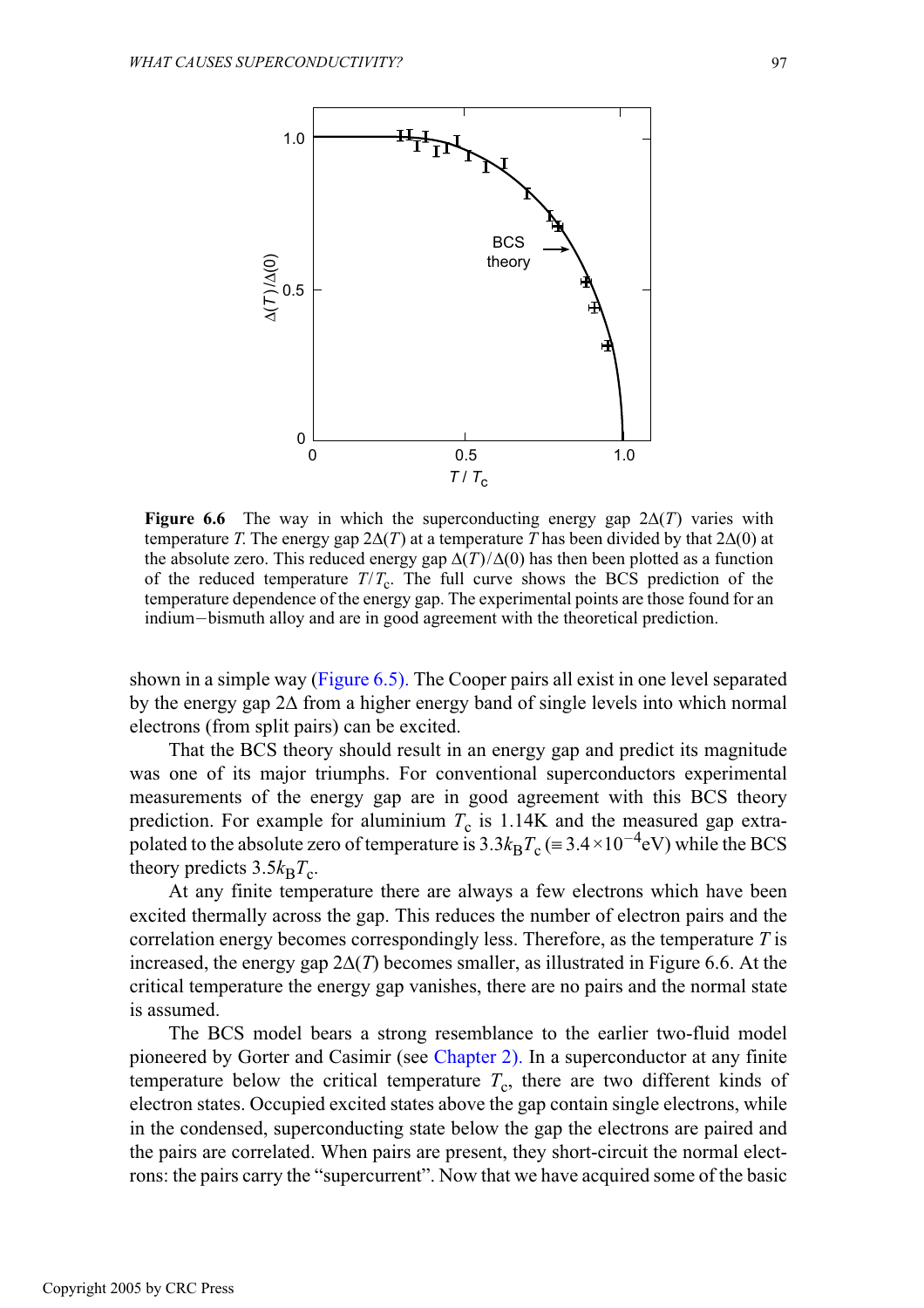**Figure 6.6** The way in which the superconducting energy gap $2\Delta(T)$ varies with temperature $T$. The energy gap $2\Delta(T)$ at a temperature $T$ has been divided by that $2\Delta(0)$ at the absolute zero. This reduced energy gap $\Delta(T)/\Delta(0)$ has then been plotted as a function of the reduced temperature $T/T_c$. The full curve shows the BCS prediction of the temperature dependence of the energy gap. The experimental points are those found for an indium−bismuth alloy and are in good agreement with the theoretical prediction.

shown in a simple way (Figure 6.5). The Cooper pairs all exist in one level separated by the energy gap $2\Delta$ from a higher energy band of single levels into which normal electrons (from split pairs) can be excited.

That the BCS theory should result in an energy gap and predict its magnitude was one of its major triumphs. For conventional superconductors experimental measurements of the energy gap are in good agreement with this BCS theory prediction. For example for aluminium $T_c$ is 1.14K and the measured gap extrapolated to the absolute zero of temperature is $3.3k_BT_c$ ($\equiv 3.4\times10^{-4}$eV) while the BCS theory predicts $3.5k_BT_c$.

At any finite temperature there are always a few electrons which have been excited thermally across the gap. This reduces the number of electron pairs and the correlation energy becomes correspondingly less. Therefore, as the temperature $T$ is increased, the energy gap $2\Delta(T)$ becomes smaller, as illustrated in Figure 6.6. At the critical temperature the energy gap vanishes, there are no pairs and the normal state is assumed.

The BCS model bears a strong resemblance to the earlier two-fluid model pioneered by Gorter and Casimir (see Chapter 2). In a superconductor at any finite temperature below the critical temperature $T_c$, there are two different kinds of electron states. Occupied excited states above the gap contain single electrons, while in the condensed, superconducting state below the gap the electrons are paired and the pairs are correlated. When pairs are present, they short-circuit the normal electrons: the pairs carry the "supercurrent". Now that we have acquired some of the basic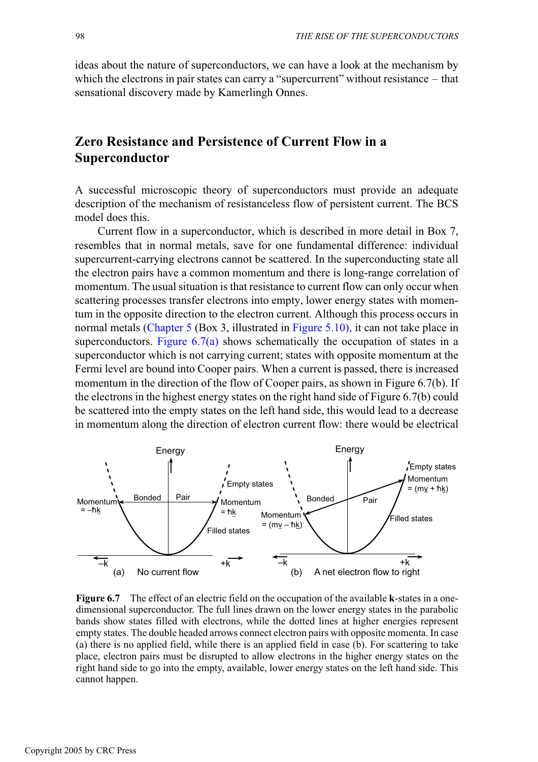ideas about the nature of superconductors, we can have a look at the mechanism by which the electrons in pair states can carry a "supercurrent" without resistance – that sensational discovery made by Kamerlingh Onnes.

## Zero Resistance and Persistence of Current Flow in a Superconductor

A successful microscopic theory of superconductors must provide an adequate description of the mechanism of resistanceless flow of persistent current. The BCS model does this.

Current flow in a superconductor, which is described in more detail in Box 7, resembles that in normal metals, save for one fundamental difference: individual supercurrent-carrying electrons cannot be scattered. In the superconducting state all the electron pairs have a common momentum and there is long-range correlation of momentum. The usual situation is that resistance to current flow can only occur when scattering processes transfer electrons into empty, lower energy states with momentum in the opposite direction to the electron current. Although this process occurs in normal metals (Chapter 5 (Box 3, illustrated in Figure 5.10), it can not take place in superconductors. Figure 6.7(a) shows schematically the occupation of states in a superconductor which is not carrying current; states with opposite momentum at the Fermi level are bound into Cooper pairs. When a current is passed, there is increased momentum in the direction of the flow of Cooper pairs, as shown in Figure 6.7(b). If the electrons in the highest energy states on the right hand side of Figure 6.7(b) could be scattered into the empty states on the left hand side, this would lead to a decrease in momentum along the direction of electron current flow: there would be electrical

**Figure 6.7** The effect of an electric field on the occupation of the available **k**-states in a one-dimensional superconductor. The full lines drawn on the lower energy states in the parabolic bands show states filled with electrons, while the dotted lines at higher energies represent empty states. The double headed arrows connect electron pairs with opposite momenta. In case (a) there is no applied field, while there is an applied field in case (b). For scattering to take place, electron pairs must be disrupted to allow electrons in the higher energy states on the right hand side to go into the empty, available, lower energy states on the left hand side. This cannot happen.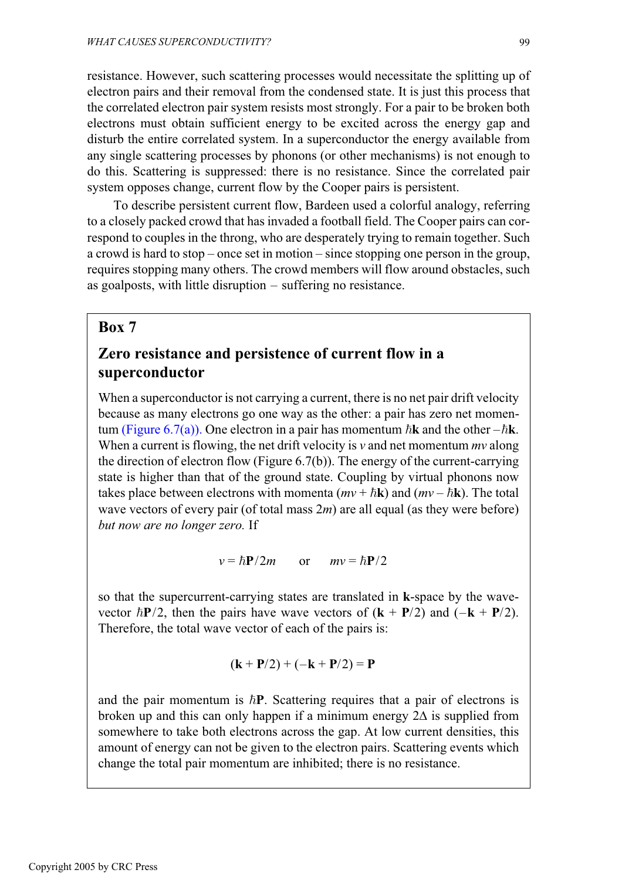resistance. However, such scattering processes would necessitate the splitting up of electron pairs and their removal from the condensed state. It is just this process that the correlated electron pair system resists most strongly. For a pair to be broken both electrons must obtain sufficient energy to be excited across the energy gap and disturb the entire correlated system. In a superconductor the energy available from any single scattering processes by phonons (or other mechanisms) is not enough to do this. Scattering is suppressed: there is no resistance. Since the correlated pair system opposes change, current flow by the Cooper pairs is persistent.

To describe persistent current flow, Bardeen used a colorful analogy, referring to a closely packed crowd that has invaded a football field. The Cooper pairs can correspond to couples in the throng, who are desperately trying to remain together. Such a crowd is hard to stop – once set in motion – since stopping one person in the group, requires stopping many others. The crowd members will flow around obstacles, such as goalposts, with little disruption – suffering no resistance.

## Box 7

### Zero resistance and persistence of current flow in a superconductor

When a superconductor is not carrying a current, there is no net pair drift velocity because as many electrons go one way as the other: a pair has zero net momentum (Figure 6.7(a)). One electron in a pair has momentum $\hbar\mathbf{k}$ and the other $-\hbar\mathbf{k}$. When a current is flowing, the net drift velocity is $v$ and net momentum $mv$ along the direction of electron flow (Figure 6.7(b)). The energy of the current-carrying state is higher than that of the ground state. Coupling by virtual phonons now takes place between electrons with momenta $(mv + \hbar\mathbf{k})$ and $(mv - \hbar\mathbf{k})$. The total wave vectors of every pair (of total mass $2m$) are all equal (as they were before) *but now are no longer zero.* If

$$v = \hbar\mathbf{P}/2m \qquad \text{or} \qquad mv = \hbar\mathbf{P}/2$$

so that the supercurrent-carrying states are translated in $\mathbf{k}$-space by the wave-vector $\hbar\mathbf{P}/2$, then the pairs have wave vectors of $(\mathbf{k} + \mathbf{P}/2)$ and $(-\mathbf{k} + \mathbf{P}/2)$. Therefore, the total wave vector of each of the pairs is:

$$(\mathbf{k} + \mathbf{P}/2) + (-\mathbf{k} + \mathbf{P}/2) = \mathbf{P}$$

and the pair momentum is $\hbar\mathbf{P}$. Scattering requires that a pair of electrons is broken up and this can only happen if a minimum energy $2\Delta$ is supplied from somewhere to take both electrons across the gap. At low current densities, this amount of energy can not be given to the electron pairs. Scattering events which change the total pair momentum are inhibited; there is no resistance.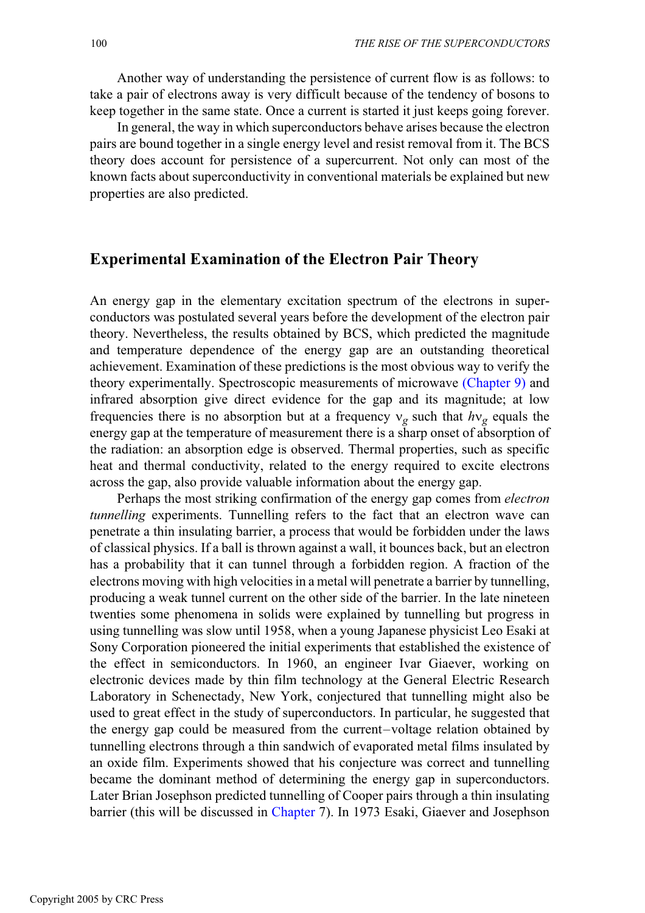Another way of understanding the persistence of current flow is as follows: to take a pair of electrons away is very difficult because of the tendency of bosons to keep together in the same state. Once a current is started it just keeps going forever.

In general, the way in which superconductors behave arises because the electron pairs are bound together in a single energy level and resist removal from it. The BCS theory does account for persistence of a supercurrent. Not only can most of the known facts about superconductivity in conventional materials be explained but new properties are also predicted.

## Experimental Examination of the Electron Pair Theory

An energy gap in the elementary excitation spectrum of the electrons in superconductors was postulated several years before the development of the electron pair theory. Nevertheless, the results obtained by BCS, which predicted the magnitude and temperature dependence of the energy gap are an outstanding theoretical achievement. Examination of these predictions is the most obvious way to verify the theory experimentally. Spectroscopic measurements of microwave (Chapter 9) and infrared absorption give direct evidence for the gap and its magnitude; at low frequencies there is no absorption but at a frequency $\nu_g$ such that $h\nu_g$ equals the energy gap at the temperature of measurement there is a sharp onset of absorption of the radiation: an absorption edge is observed. Thermal properties, such as specific heat and thermal conductivity, related to the energy required to excite electrons across the gap, also provide valuable information about the energy gap.

Perhaps the most striking confirmation of the energy gap comes from *electron tunnelling* experiments. Tunnelling refers to the fact that an electron wave can penetrate a thin insulating barrier, a process that would be forbidden under the laws of classical physics. If a ball is thrown against a wall, it bounces back, but an electron has a probability that it can tunnel through a forbidden region. A fraction of the electrons moving with high velocities in a metal will penetrate a barrier by tunnelling, producing a weak tunnel current on the other side of the barrier. In the late nineteen twenties some phenomena in solids were explained by tunnelling but progress in using tunnelling was slow until 1958, when a young Japanese physicist Leo Esaki at Sony Corporation pioneered the initial experiments that established the existence of the effect in semiconductors. In 1960, an engineer Ivar Giaever, working on electronic devices made by thin film technology at the General Electric Research Laboratory in Schenectady, New York, conjectured that tunnelling might also be used to great effect in the study of superconductors. In particular, he suggested that the energy gap could be measured from the current–voltage relation obtained by tunnelling electrons through a thin sandwich of evaporated metal films insulated by an oxide film. Experiments showed that his conjecture was correct and tunnelling became the dominant method of determining the energy gap in superconductors. Later Brian Josephson predicted tunnelling of Cooper pairs through a thin insulating barrier (this will be discussed in Chapter 7). In 1973 Esaki, Giaever and Josephson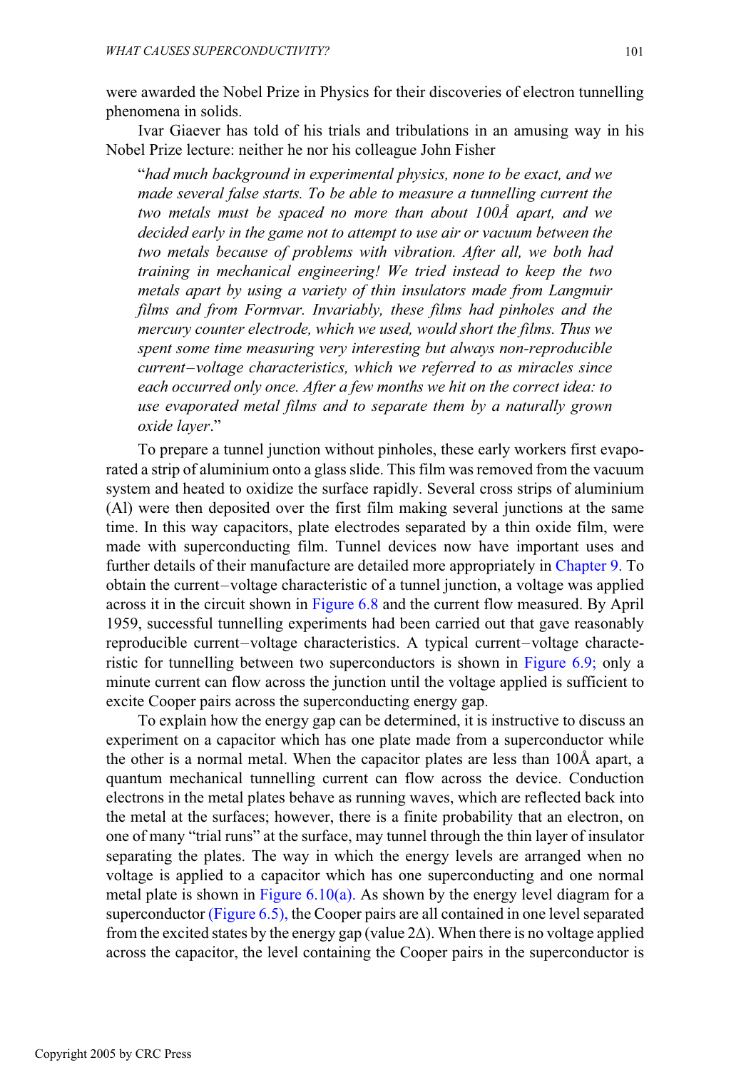were awarded the Nobel Prize in Physics for their discoveries of electron tunnelling phenomena in solids.

Ivar Giaever has told of his trials and tribulations in an amusing way in his Nobel Prize lecture: neither he nor his colleague John Fisher

> "*had much background in experimental physics, none to be exact, and we made several false starts. To be able to measure a tunnelling current the two metals must be spaced no more than about 100Å apart, and we decided early in the game not to attempt to use air or vacuum between the two metals because of problems with vibration. After all, we both had training in mechanical engineering! We tried instead to keep the two metals apart by using a variety of thin insulators made from Langmuir films and from Formvar. Invariably, these films had pinholes and the mercury counter electrode, which we used, would short the films. Thus we spent some time measuring very interesting but always non-reproducible current–voltage characteristics, which we referred to as miracles since each occurred only once. After a few months we hit on the correct idea: to use evaporated metal films and to separate them by a naturally grown oxide layer*."

To prepare a tunnel junction without pinholes, these early workers first evaporated a strip of aluminium onto a glass slide. This film was removed from the vacuum system and heated to oxidize the surface rapidly. Several cross strips of aluminium (Al) were then deposited over the first film making several junctions at the same time. In this way capacitors, plate electrodes separated by a thin oxide film, were made with superconducting film. Tunnel devices now have important uses and further details of their manufacture are detailed more appropriately in Chapter 9. To obtain the current–voltage characteristic of a tunnel junction, a voltage was applied across it in the circuit shown in Figure 6.8 and the current flow measured. By April 1959, successful tunnelling experiments had been carried out that gave reasonably reproducible current–voltage characteristics. A typical current–voltage characteristic for tunnelling between two superconductors is shown in Figure 6.9; only a minute current can flow across the junction until the voltage applied is sufficient to excite Cooper pairs across the superconducting energy gap.

To explain how the energy gap can be determined, it is instructive to discuss an experiment on a capacitor which has one plate made from a superconductor while the other is a normal metal. When the capacitor plates are less than 100Å apart, a quantum mechanical tunnelling current can flow across the device. Conduction electrons in the metal plates behave as running waves, which are reflected back into the metal at the surfaces; however, there is a finite probability that an electron, on one of many "trial runs" at the surface, may tunnel through the thin layer of insulator separating the plates. The way in which the energy levels are arranged when no voltage is applied to a capacitor which has one superconducting and one normal metal plate is shown in Figure 6.10(a). As shown by the energy level diagram for a superconductor (Figure 6.5), the Cooper pairs are all contained in one level separated from the excited states by the energy gap (value $2\Delta$). When there is no voltage applied across the capacitor, the level containing the Cooper pairs in the superconductor is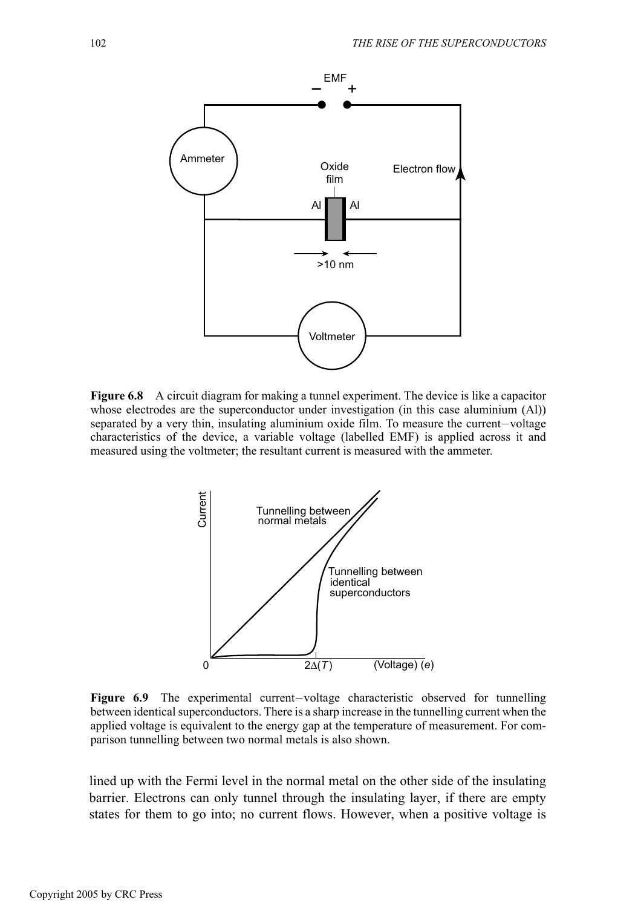**Figure 6.8** A circuit diagram for making a tunnel experiment. The device is like a capacitor whose electrodes are the superconductor under investigation (in this case aluminium (Al)) separated by a very thin, insulating aluminium oxide film. To measure the current−voltage characteristics of the device, a variable voltage (labelled EMF) is applied across it and measured using the voltmeter; the resultant current is measured with the ammeter.

**Figure 6.9** The experimental current−voltage characteristic observed for tunnelling between identical superconductors. There is a sharp increase in the tunnelling current when the applied voltage is equivalent to the energy gap at the temperature of measurement. For comparison tunnelling between two normal metals is also shown.

lined up with the Fermi level in the normal metal on the other side of the insulating barrier. Electrons can only tunnel through the insulating layer, if there are empty states for them to go into; no current flows. However, when a positive voltage is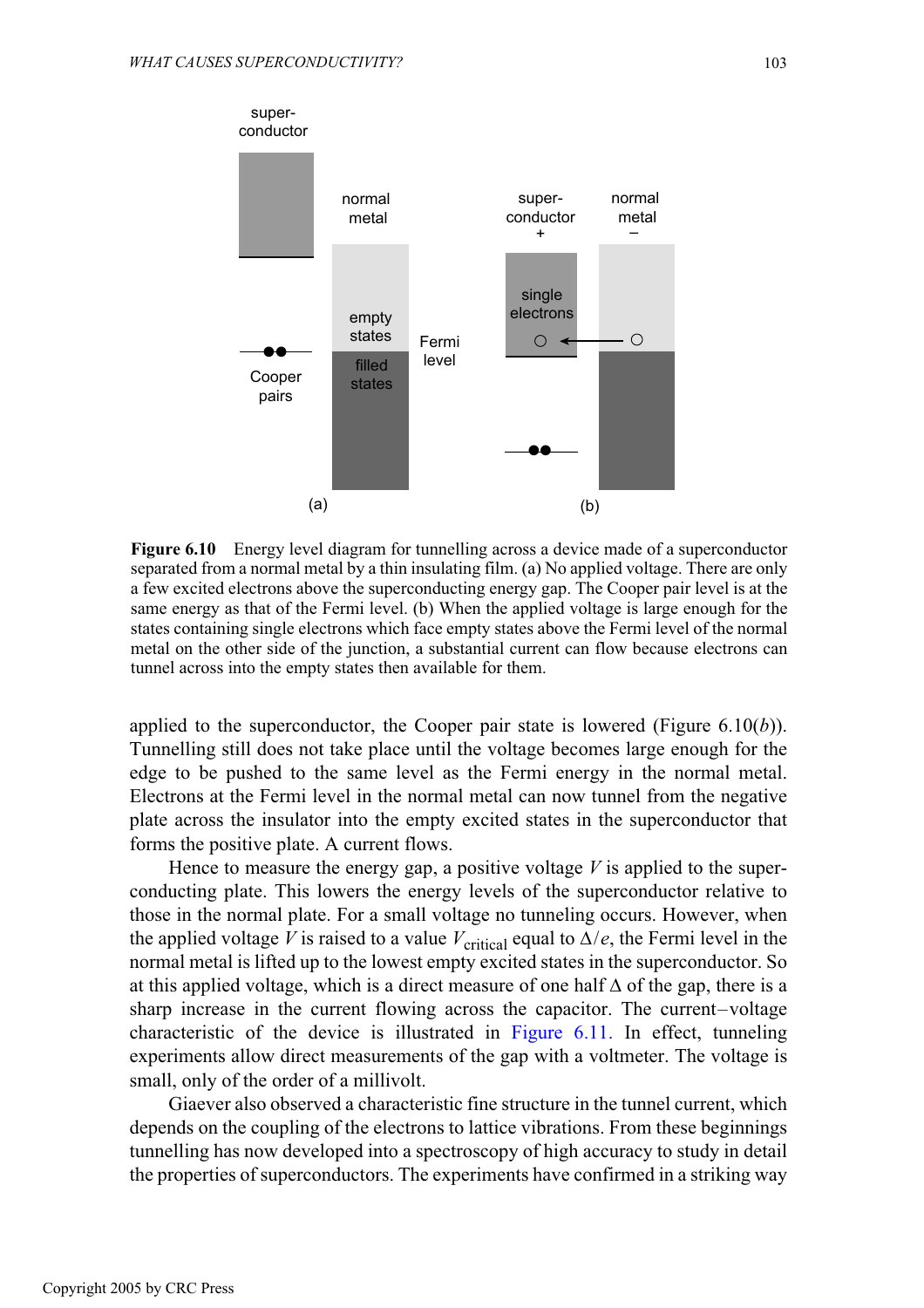super-
conductor

normal
metal

empty
states

filled
states

Cooper
pairs

Fermi
level

super-
conductor
+

normal
metal
–

single
electrons

(a)

(b)

**Figure 6.10** Energy level diagram for tunnelling across a device made of a superconductor separated from a normal metal by a thin insulating film. (a) No applied voltage. There are only a few excited electrons above the superconducting energy gap. The Cooper pair level is at the same energy as that of the Fermi level. (b) When the applied voltage is large enough for the states containing single electrons which face empty states above the Fermi level of the normal metal on the other side of the junction, a substantial current can flow because electrons can tunnel across into the empty states then available for them.

applied to the superconductor, the Cooper pair state is lowered (Figure 6.10(*b*)). Tunnelling still does not take place until the voltage becomes large enough for the edge to be pushed to the same level as the Fermi energy in the normal metal. Electrons at the Fermi level in the normal metal can now tunnel from the negative plate across the insulator into the empty excited states in the superconductor that forms the positive plate. A current flows.

Hence to measure the energy gap, a positive voltage $V$ is applied to the superconducting plate. This lowers the energy levels of the superconductor relative to those in the normal plate. For a small voltage no tunneling occurs. However, when the applied voltage $V$ is raised to a value $V_{\text{critical}}$ equal to $\Delta/e$, the Fermi level in the normal metal is lifted up to the lowest empty excited states in the superconductor. So at this applied voltage, which is a direct measure of one half $\Delta$ of the gap, there is a sharp increase in the current flowing across the capacitor. The current–voltage characteristic of the device is illustrated in Figure 6.11. In effect, tunneling experiments allow direct measurements of the gap with a voltmeter. The voltage is small, only of the order of a millivolt.

Giaever also observed a characteristic fine structure in the tunnel current, which depends on the coupling of the electrons to lattice vibrations. From these beginnings tunnelling has now developed into a spectroscopy of high accuracy to study in detail the properties of superconductors. The experiments have confirmed in a striking way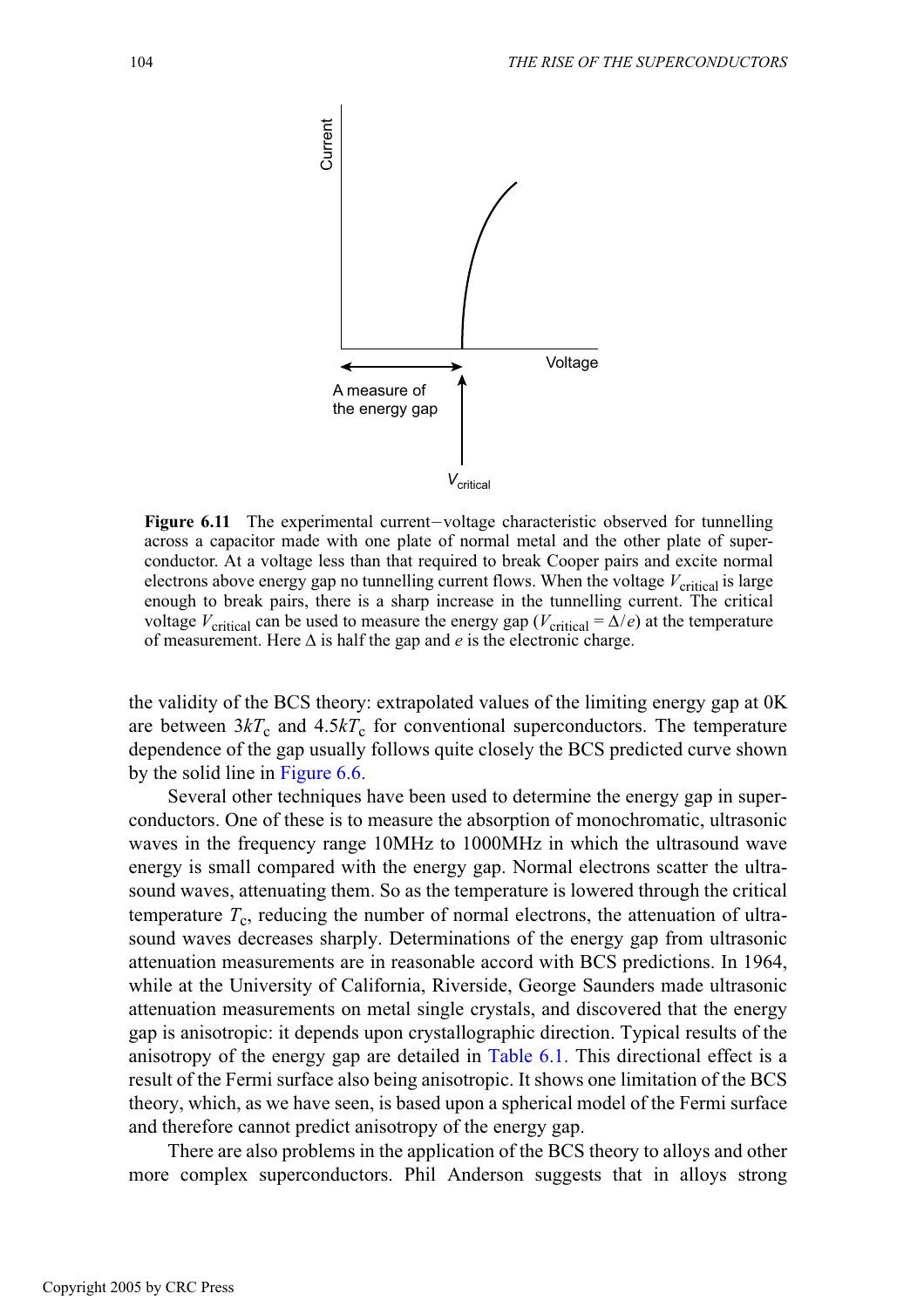**Figure 6.11** The experimental current–voltage characteristic observed for tunnelling across a capacitor made with one plate of normal metal and the other plate of superconductor. At a voltage less than that required to break Cooper pairs and excite normal electrons above energy gap no tunnelling current flows. When the voltage $V_{critical}$ is large enough to break pairs, there is a sharp increase in the tunnelling current. The critical voltage $V_{critical}$ can be used to measure the energy gap ($V_{critical} = \Delta/e$) at the temperature of measurement. Here $\Delta$ is half the gap and $e$ is the electronic charge.

the validity of the BCS theory: extrapolated values of the limiting energy gap at 0K are between $3kT_c$ and $4.5kT_c$ for conventional superconductors. The temperature dependence of the gap usually follows quite closely the BCS predicted curve shown by the solid line in Figure 6.6.

Several other techniques have been used to determine the energy gap in superconductors. One of these is to measure the absorption of monochromatic, ultrasonic waves in the frequency range 10MHz to 1000MHz in which the ultrasound wave energy is small compared with the energy gap. Normal electrons scatter the ultrasound waves, attenuating them. So as the temperature is lowered through the critical temperature $T_c$, reducing the number of normal electrons, the attenuation of ultrasound waves decreases sharply. Determinations of the energy gap from ultrasonic attenuation measurements are in reasonable accord with BCS predictions. In 1964, while at the University of California, Riverside, George Saunders made ultrasonic attenuation measurements on metal single crystals, and discovered that the energy gap is anisotropic: it depends upon crystallographic direction. Typical results of the anisotropy of the energy gap are detailed in Table 6.1. This directional effect is a result of the Fermi surface also being anisotropic. It shows one limitation of the BCS theory, which, as we have seen, is based upon a spherical model of the Fermi surface and therefore cannot predict anisotropy of the energy gap.

There are also problems in the application of the BCS theory to alloys and other more complex superconductors. Phil Anderson suggests that in alloys strong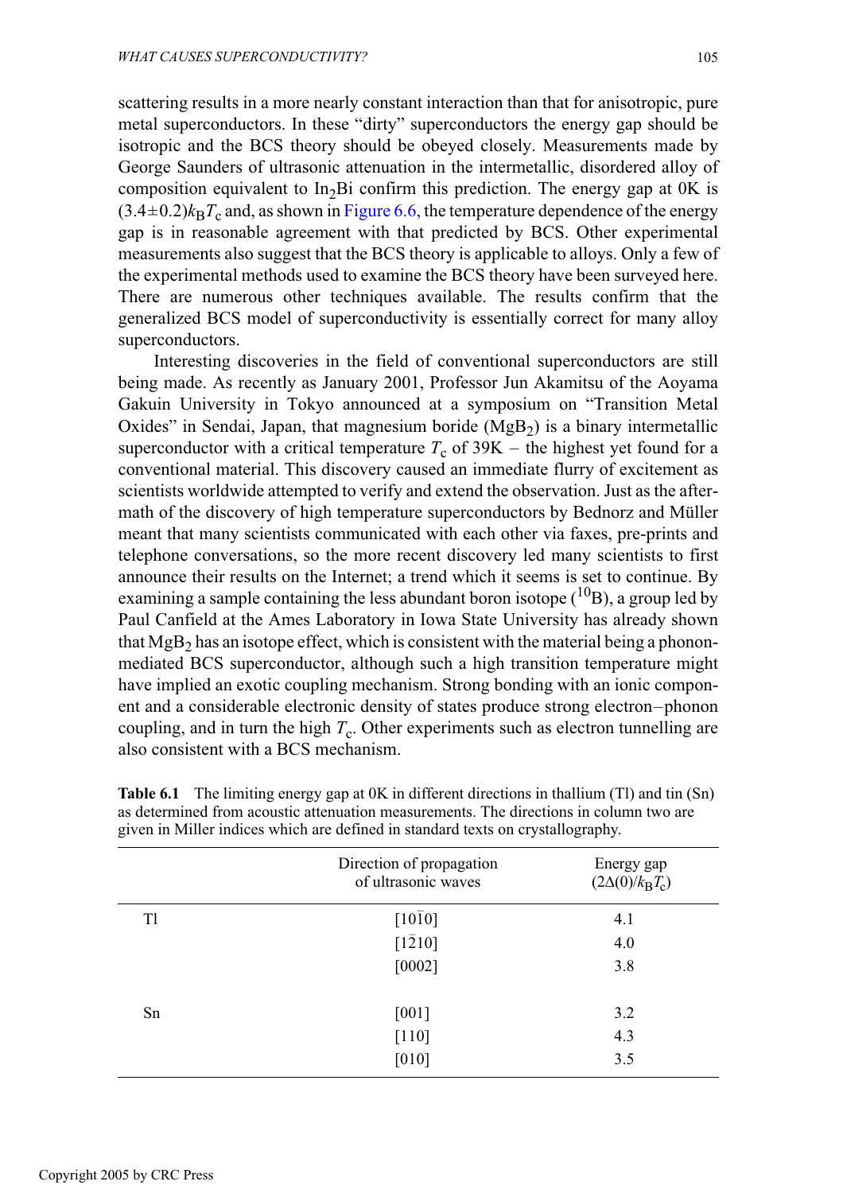scattering results in a more nearly constant interaction than that for anisotropic, pure metal superconductors. In these "dirty" superconductors the energy gap should be isotropic and the BCS theory should be obeyed closely. Measurements made by George Saunders of ultrasonic attenuation in the intermetallic, disordered alloy of composition equivalent to $In_2Bi$ confirm this prediction. The energy gap at 0K is $(3.4\pm0.2)k_BT_c$ and, as shown in Figure 6.6, the temperature dependence of the energy gap is in reasonable agreement with that predicted by BCS. Other experimental measurements also suggest that the BCS theory is applicable to alloys. Only a few of the experimental methods used to examine the BCS theory have been surveyed here. There are numerous other techniques available. The results confirm that the generalized BCS model of superconductivity is essentially correct for many alloy superconductors.

Interesting discoveries in the field of conventional superconductors are still being made. As recently as January 2001, Professor Jun Akamitsu of the Aoyama Gakuin University in Tokyo announced at a symposium on "Transition Metal Oxides" in Sendai, Japan, that magnesium boride ($MgB_2$) is a binary intermetallic superconductor with a critical temperature $T_c$ of 39K – the highest yet found for a conventional material. This discovery caused an immediate flurry of excitement as scientists worldwide attempted to verify and extend the observation. Just as the aftermath of the discovery of high temperature superconductors by Bednorz and Müller meant that many scientists communicated with each other via faxes, pre-prints and telephone conversations, so the more recent discovery led many scientists to first announce their results on the Internet; a trend which it seems is set to continue. By examining a sample containing the less abundant boron isotope ($^{10}B$), a group led by Paul Canfield at the Ames Laboratory in Iowa State University has already shown that $MgB_2$ has an isotope effect, which is consistent with the material being a phonon-mediated BCS superconductor, although such a high transition temperature might have implied an exotic coupling mechanism. Strong bonding with an ionic component and a considerable electronic density of states produce strong electron–phonon coupling, and in turn the high $T_c$. Other experiments such as electron tunnelling are also consistent with a BCS mechanism.

**Table 6.1** The limiting energy gap at 0K in different directions in thallium (Tl) and tin (Sn) as determined from acoustic attenuation measurements. The directions in column two are given in Miller indices which are defined in standard texts on crystallography.

| | Direction of propagation of ultrasonic waves | Energy gap ($2\Delta(0)/k_BT_c$) |
|---|---|---|
| Tl | $[10\bar{1}0]$ | 4.1 |
| | $[1\bar{2}10]$ | 4.0 |
| | [0002] | 3.8 |
| Sn | [001] | 3.2 |
| | [110] | 4.3 |
| | [010] | 3.5 |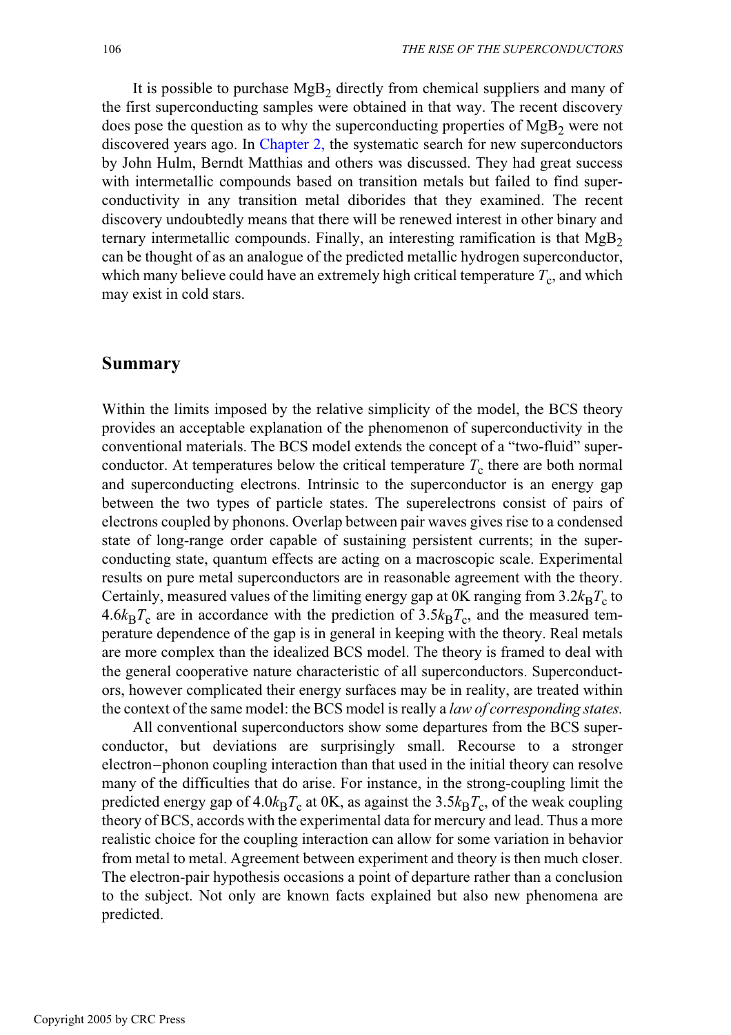It is possible to purchase $MgB_2$ directly from chemical suppliers and many of the first superconducting samples were obtained in that way. The recent discovery does pose the question as to why the superconducting properties of $MgB_2$ were not discovered years ago. In Chapter 2, the systematic search for new superconductors by John Hulm, Berndt Matthias and others was discussed. They had great success with intermetallic compounds based on transition metals but failed to find superconductivity in any transition metal diborides that they examined. The recent discovery undoubtedly means that there will be renewed interest in other binary and ternary intermetallic compounds. Finally, an interesting ramification is that $MgB_2$ can be thought of as an analogue of the predicted metallic hydrogen superconductor, which many believe could have an extremely high critical temperature $T_c$, and which may exist in cold stars.

## Summary

Within the limits imposed by the relative simplicity of the model, the BCS theory provides an acceptable explanation of the phenomenon of superconductivity in the conventional materials. The BCS model extends the concept of a "two-fluid" superconductor. At temperatures below the critical temperature $T_c$ there are both normal and superconducting electrons. Intrinsic to the superconductor is an energy gap between the two types of particle states. The superelectrons consist of pairs of electrons coupled by phonons. Overlap between pair waves gives rise to a condensed state of long-range order capable of sustaining persistent currents; in the superconducting state, quantum effects are acting on a macroscopic scale. Experimental results on pure metal superconductors are in reasonable agreement with the theory. Certainly, measured values of the limiting energy gap at 0K ranging from $3.2k_BT_c$ to $4.6k_BT_c$ are in accordance with the prediction of $3.5k_BT_c$, and the measured temperature dependence of the gap is in general in keeping with the theory. Real metals are more complex than the idealized BCS model. The theory is framed to deal with the general cooperative nature characteristic of all superconductors. Superconductors, however complicated their energy surfaces may be in reality, are treated within the context of the same model: the BCS model is really a *law of corresponding states.*

All conventional superconductors show some departures from the BCS superconductor, but deviations are surprisingly small. Recourse to a stronger electron–phonon coupling interaction than that used in the initial theory can resolve many of the difficulties that do arise. For instance, in the strong-coupling limit the predicted energy gap of $4.0k_BT_c$ at 0K, as against the $3.5k_BT_c$, of the weak coupling theory of BCS, accords with the experimental data for mercury and lead. Thus a more realistic choice for the coupling interaction can allow for some variation in behavior from metal to metal. Agreement between experiment and theory is then much closer. The electron-pair hypothesis occasions a point of departure rather than a conclusion to the subject. Not only are known facts explained but also new phenomena are predicted.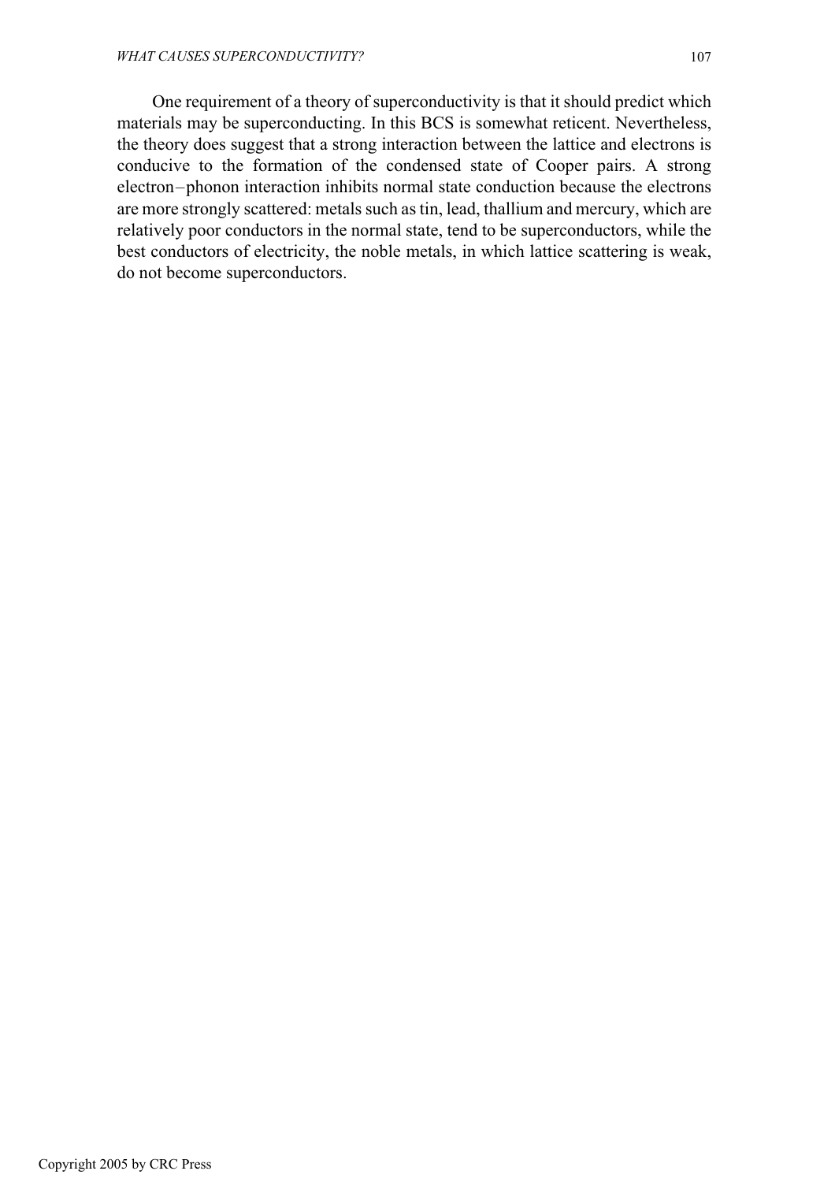One requirement of a theory of superconductivity is that it should predict which materials may be superconducting. In this BCS is somewhat reticent. Nevertheless, the theory does suggest that a strong interaction between the lattice and electrons is conducive to the formation of the condensed state of Cooper pairs. A strong electron−phonon interaction inhibits normal state conduction because the electrons are more strongly scattered: metals such as tin, lead, thallium and mercury, which are relatively poor conductors in the normal state, tend to be superconductors, while the best conductors of electricity, the noble metals, in which lattice scattering is weak, do not become superconductors.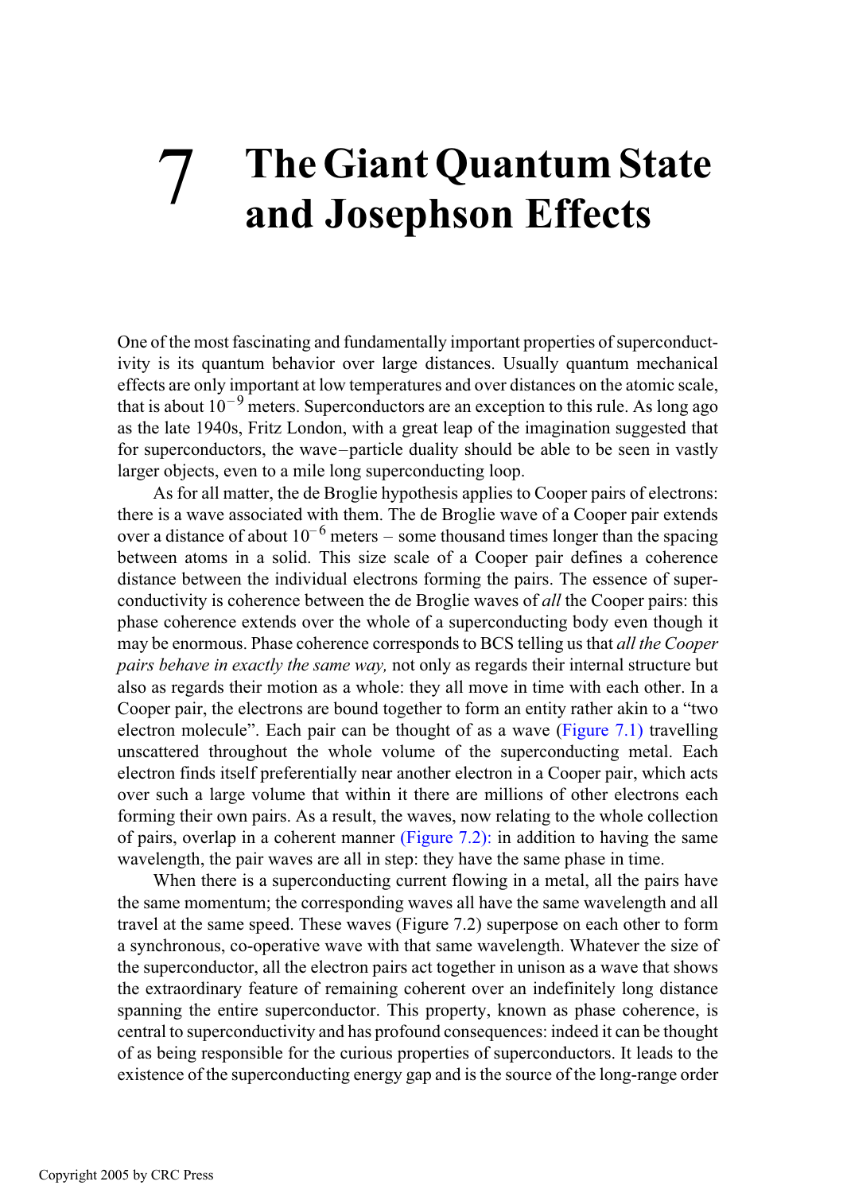# 7 The Giant Quantum State and Josephson Effects

One of the most fascinating and fundamentally important properties of superconductivity is its quantum behavior over large distances. Usually quantum mechanical effects are only important at low temperatures and over distances on the atomic scale, that is about $10^{-9}$ meters. Superconductors are an exception to this rule. As long ago as the late 1940s, Fritz London, with a great leap of the imagination suggested that for superconductors, the wave–particle duality should be able to be seen in vastly larger objects, even to a mile long superconducting loop.

As for all matter, the de Broglie hypothesis applies to Cooper pairs of electrons: there is a wave associated with them. The de Broglie wave of a Cooper pair extends over a distance of about $10^{-6}$ meters – some thousand times longer than the spacing between atoms in a solid. This size scale of a Cooper pair defines a coherence distance between the individual electrons forming the pairs. The essence of superconductivity is coherence between the de Broglie waves of *all* the Cooper pairs: this phase coherence extends over the whole of a superconducting body even though it may be enormous. Phase coherence corresponds to BCS telling us that *all the Cooper pairs behave in exactly the same way,* not only as regards their internal structure but also as regards their motion as a whole: they all move in time with each other. In a Cooper pair, the electrons are bound together to form an entity rather akin to a "two electron molecule". Each pair can be thought of as a wave (Figure 7.1) travelling unscattered throughout the whole volume of the superconducting metal. Each electron finds itself preferentially near another electron in a Cooper pair, which acts over such a large volume that within it there are millions of other electrons each forming their own pairs. As a result, the waves, now relating to the whole collection of pairs, overlap in a coherent manner (Figure 7.2): in addition to having the same wavelength, the pair waves are all in step: they have the same phase in time.

When there is a superconducting current flowing in a metal, all the pairs have the same momentum; the corresponding waves all have the same wavelength and all travel at the same speed. These waves (Figure 7.2) superpose on each other to form a synchronous, co-operative wave with that same wavelength. Whatever the size of the superconductor, all the electron pairs act together in unison as a wave that shows the extraordinary feature of remaining coherent over an indefinitely long distance spanning the entire superconductor. This property, known as phase coherence, is central to superconductivity and has profound consequences: indeed it can be thought of as being responsible for the curious properties of superconductors. It leads to the existence of the superconducting energy gap and is the source of the long-range order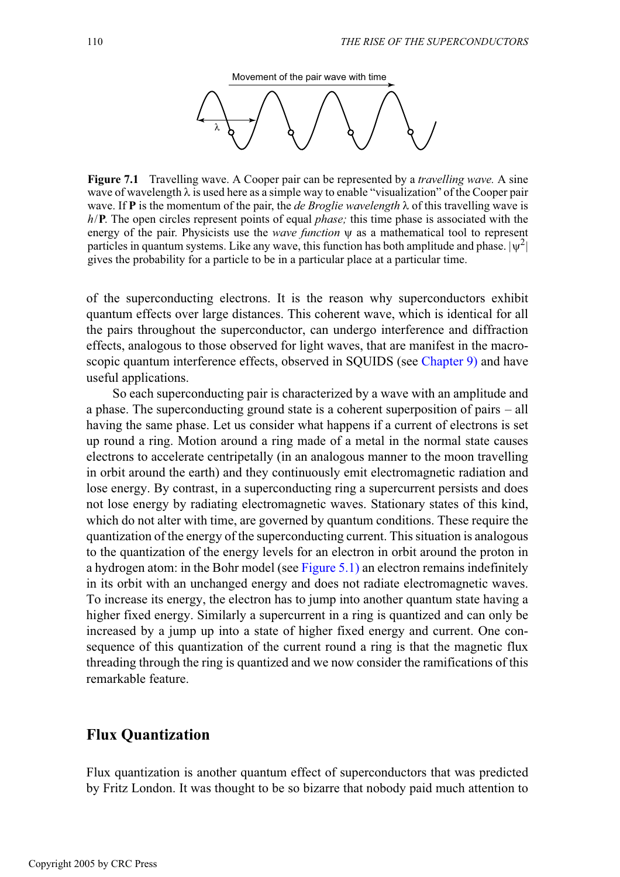Movement of the pair wave with time

λ

**Figure 7.1** Travelling wave. A Cooper pair can be represented by a *travelling wave.* A sine wave of wavelength λ is used here as a simple way to enable "visualization" of the Cooper pair wave. If **P** is the momentum of the pair, the *de Broglie wavelength* λ of this travelling wave is $h/\mathbf{P}$. The open circles represent points of equal *phase;* this time phase is associated with the energy of the pair. Physicists use the *wave function* ψ as a mathematical tool to represent particles in quantum systems. Like any wave, this function has both amplitude and phase. $|\psi^2|$ gives the probability for a particle to be in a particular place at a particular time.

of the superconducting electrons. It is the reason why superconductors exhibit quantum effects over large distances. This coherent wave, which is identical for all the pairs throughout the superconductor, can undergo interference and diffraction effects, analogous to those observed for light waves, that are manifest in the macroscopic quantum interference effects, observed in SQUIDS (see Chapter 9) and have useful applications.

So each superconducting pair is characterized by a wave with an amplitude and a phase. The superconducting ground state is a coherent superposition of pairs – all having the same phase. Let us consider what happens if a current of electrons is set up round a ring. Motion around a ring made of a metal in the normal state causes electrons to accelerate centripetally (in an analogous manner to the moon travelling in orbit around the earth) and they continuously emit electromagnetic radiation and lose energy. By contrast, in a superconducting ring a supercurrent persists and does not lose energy by radiating electromagnetic waves. Stationary states of this kind, which do not alter with time, are governed by quantum conditions. These require the quantization of the energy of the superconducting current. This situation is analogous to the quantization of the energy levels for an electron in orbit around the proton in a hydrogen atom: in the Bohr model (see Figure 5.1) an electron remains indefinitely in its orbit with an unchanged energy and does not radiate electromagnetic waves. To increase its energy, the electron has to jump into another quantum state having a higher fixed energy. Similarly a supercurrent in a ring is quantized and can only be increased by a jump up into a state of higher fixed energy and current. One consequence of this quantization of the current round a ring is that the magnetic flux threading through the ring is quantized and we now consider the ramifications of this remarkable feature.

## Flux Quantization

Flux quantization is another quantum effect of superconductors that was predicted by Fritz London. It was thought to be so bizarre that nobody paid much attention to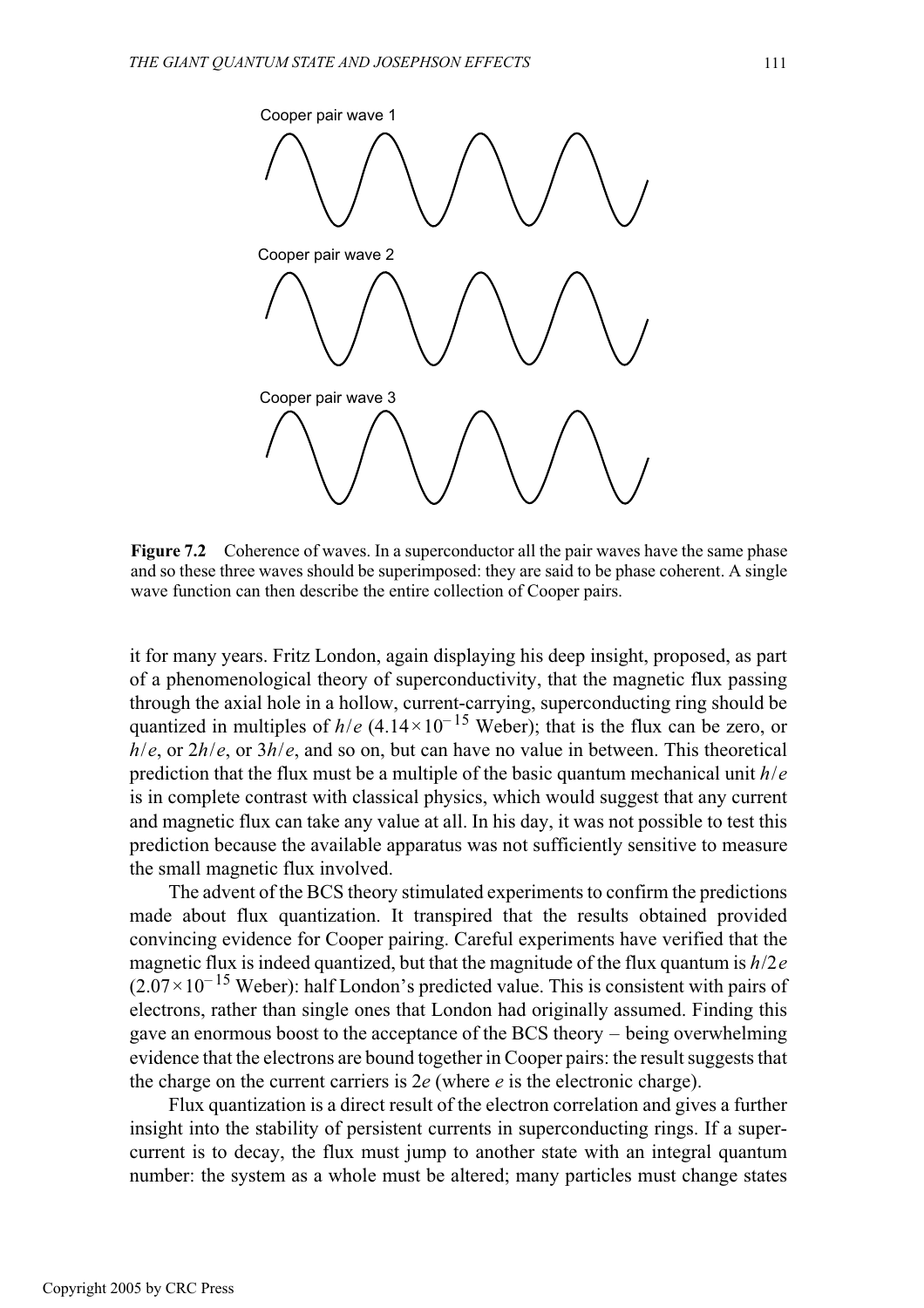Cooper pair wave 1

Cooper pair wave 2

Cooper pair wave 3

**Figure 7.2** Coherence of waves. In a superconductor all the pair waves have the same phase and so these three waves should be superimposed: they are said to be phase coherent. A single wave function can then describe the entire collection of Cooper pairs.

it for many years. Fritz London, again displaying his deep insight, proposed, as part of a phenomenological theory of superconductivity, that the magnetic flux passing through the axial hole in a hollow, current-carrying, superconducting ring should be quantized in multiples of $h/e$ ($4.14 \times 10^{-15}$ Weber); that is the flux can be zero, or $h/e$, or $2h/e$, or $3h/e$, and so on, but can have no value in between. This theoretical prediction that the flux must be a multiple of the basic quantum mechanical unit $h/e$ is in complete contrast with classical physics, which would suggest that any current and magnetic flux can take any value at all. In his day, it was not possible to test this prediction because the available apparatus was not sufficiently sensitive to measure the small magnetic flux involved.

The advent of the BCS theory stimulated experiments to confirm the predictions made about flux quantization. It transpired that the results obtained provided convincing evidence for Cooper pairing. Careful experiments have verified that the magnetic flux is indeed quantized, but that the magnitude of the flux quantum is $h/2e$ ($2.07 \times 10^{-15}$ Weber): half London's predicted value. This is consistent with pairs of electrons, rather than single ones that London had originally assumed. Finding this gave an enormous boost to the acceptance of the BCS theory – being overwhelming evidence that the electrons are bound together in Cooper pairs: the result suggests that the charge on the current carriers is $2e$ (where $e$ is the electronic charge).

Flux quantization is a direct result of the electron correlation and gives a further insight into the stability of persistent currents in superconducting rings. If a supercurrent is to decay, the flux must jump to another state with an integral quantum number: the system as a whole must be altered; many particles must change states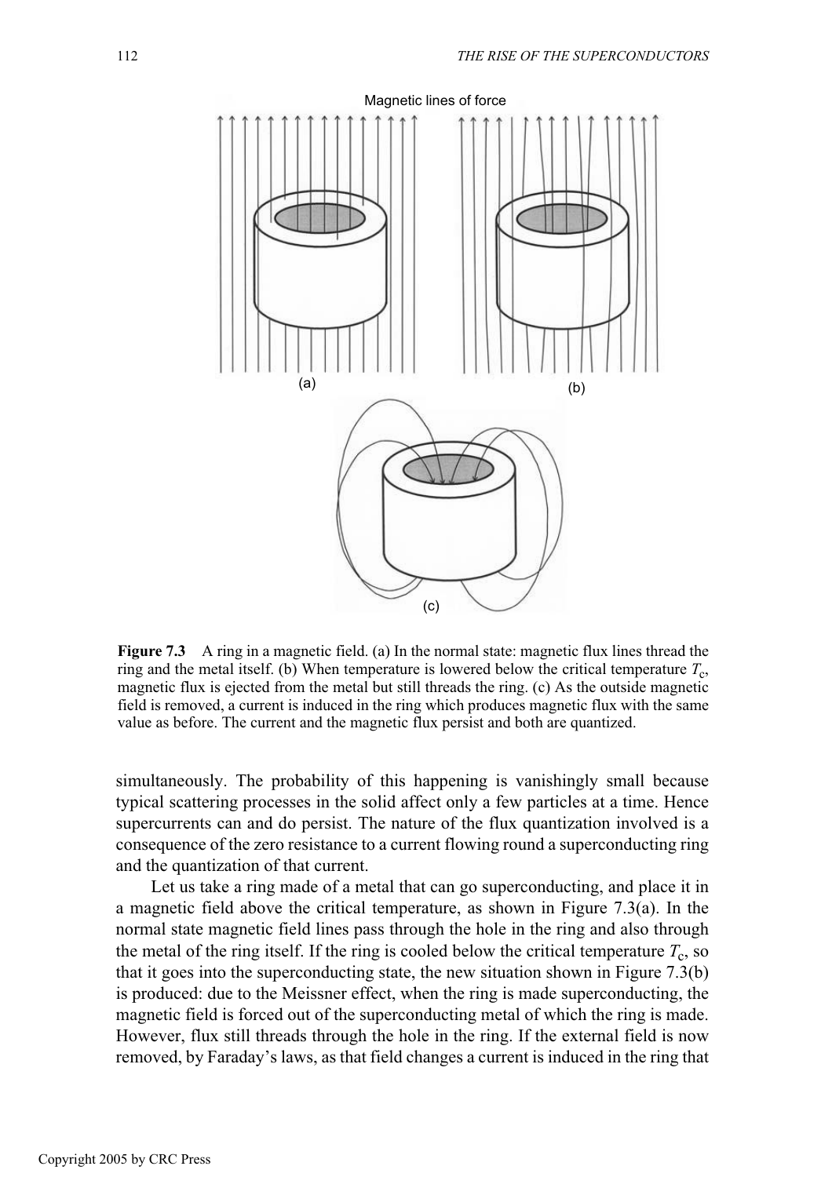**Figure 7.3** A ring in a magnetic field. (a) In the normal state: magnetic flux lines thread the ring and the metal itself. (b) When temperature is lowered below the critical temperature $T_c$, magnetic flux is ejected from the metal but still threads the ring. (c) As the outside magnetic field is removed, a current is induced in the ring which produces magnetic flux with the same value as before. The current and the magnetic flux persist and both are quantized.

simultaneously. The probability of this happening is vanishingly small because typical scattering processes in the solid affect only a few particles at a time. Hence supercurrents can and do persist. The nature of the flux quantization involved is a consequence of the zero resistance to a current flowing round a superconducting ring and the quantization of that current.

Let us take a ring made of a metal that can go superconducting, and place it in a magnetic field above the critical temperature, as shown in Figure 7.3(a). In the normal state magnetic field lines pass through the hole in the ring and also through the metal of the ring itself. If the ring is cooled below the critical temperature $T_c$, so that it goes into the superconducting state, the new situation shown in Figure 7.3(b) is produced: due to the Meissner effect, when the ring is made superconducting, the magnetic field is forced out of the superconducting metal of which the ring is made. However, flux still threads through the hole in the ring. If the external field is now removed, by Faraday's laws, as that field changes a current is induced in the ring that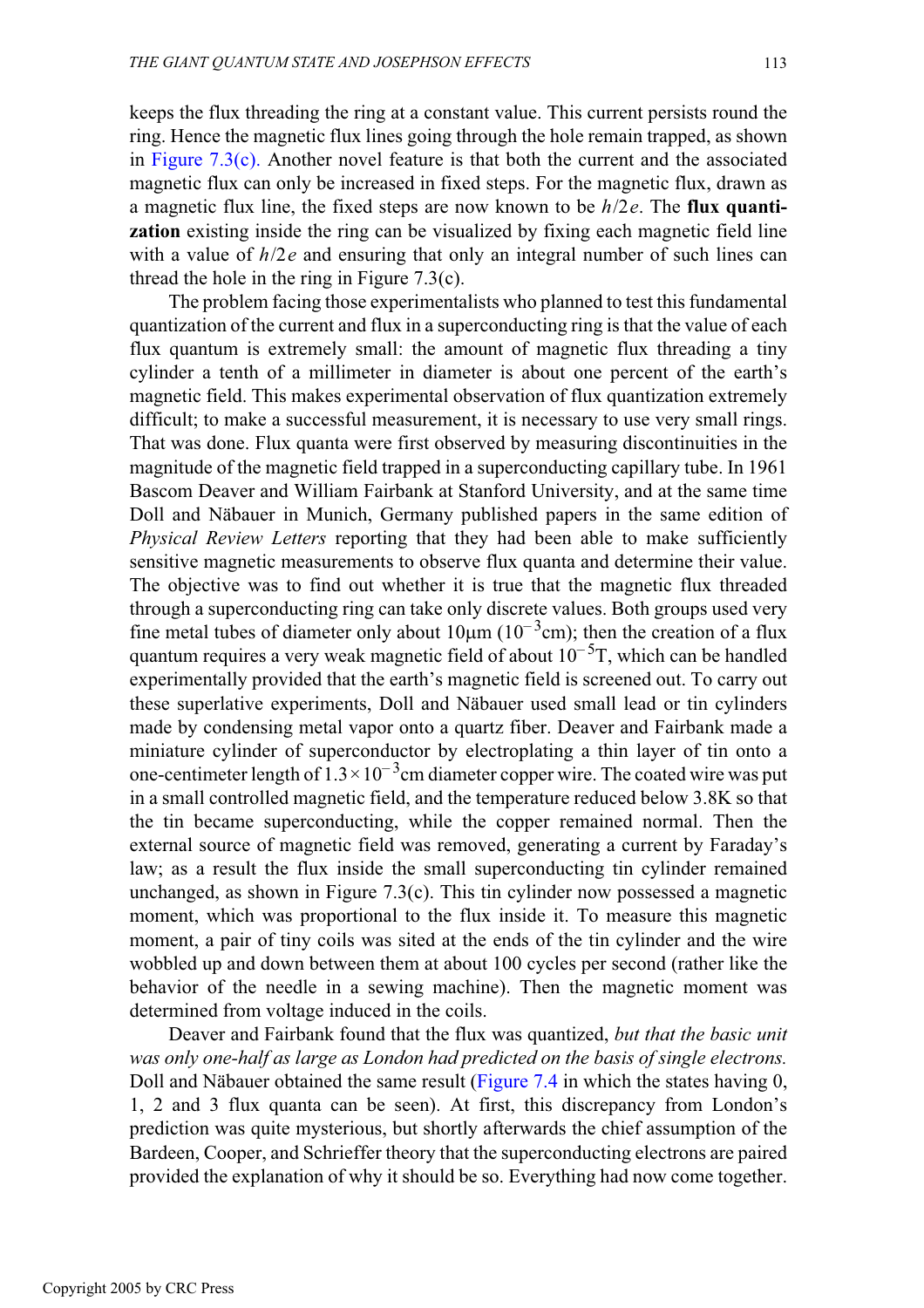keeps the flux threading the ring at a constant value. This current persists round the ring. Hence the magnetic flux lines going through the hole remain trapped, as shown in Figure 7.3(c). Another novel feature is that both the current and the associated magnetic flux can only be increased in fixed steps. For the magnetic flux, drawn as a magnetic flux line, the fixed steps are now known to be $h/2e$. The **flux quantization** existing inside the ring can be visualized by fixing each magnetic field line with a value of $h/2e$ and ensuring that only an integral number of such lines can thread the hole in the ring in Figure 7.3(c).

The problem facing those experimentalists who planned to test this fundamental quantization of the current and flux in a superconducting ring is that the value of each flux quantum is extremely small: the amount of magnetic flux threading a tiny cylinder a tenth of a millimeter in diameter is about one percent of the earth's magnetic field. This makes experimental observation of flux quantization extremely difficult; to make a successful measurement, it is necessary to use very small rings. That was done. Flux quanta were first observed by measuring discontinuities in the magnitude of the magnetic field trapped in a superconducting capillary tube. In 1961 Bascom Deaver and William Fairbank at Stanford University, and at the same time Doll and Näbauer in Munich, Germany published papers in the same edition of *Physical Review Letters* reporting that they had been able to make sufficiently sensitive magnetic measurements to observe flux quanta and determine their value. The objective was to find out whether it is true that the magnetic flux threaded through a superconducting ring can take only discrete values. Both groups used very fine metal tubes of diameter only about 10μm ($10^{-3}$cm); then the creation of a flux quantum requires a very weak magnetic field of about $10^{-5}$T, which can be handled experimentally provided that the earth's magnetic field is screened out. To carry out these superlative experiments, Doll and Näbauer used small lead or tin cylinders made by condensing metal vapor onto a quartz fiber. Deaver and Fairbank made a miniature cylinder of superconductor by electroplating a thin layer of tin onto a one-centimeter length of $1.3\times10^{-3}$cm diameter copper wire. The coated wire was put in a small controlled magnetic field, and the temperature reduced below 3.8K so that the tin became superconducting, while the copper remained normal. Then the external source of magnetic field was removed, generating a current by Faraday's law; as a result the flux inside the small superconducting tin cylinder remained unchanged, as shown in Figure 7.3(c). This tin cylinder now possessed a magnetic moment, which was proportional to the flux inside it. To measure this magnetic moment, a pair of tiny coils was sited at the ends of the tin cylinder and the wire wobbled up and down between them at about 100 cycles per second (rather like the behavior of the needle in a sewing machine). Then the magnetic moment was determined from voltage induced in the coils.

Deaver and Fairbank found that the flux was quantized, *but that the basic unit was only one-half as large as London had predicted on the basis of single electrons.* Doll and Näbauer obtained the same result (Figure 7.4 in which the states having 0, 1, 2 and 3 flux quanta can be seen). At first, this discrepancy from London's prediction was quite mysterious, but shortly afterwards the chief assumption of the Bardeen, Cooper, and Schrieffer theory that the superconducting electrons are paired provided the explanation of why it should be so. Everything had now come together.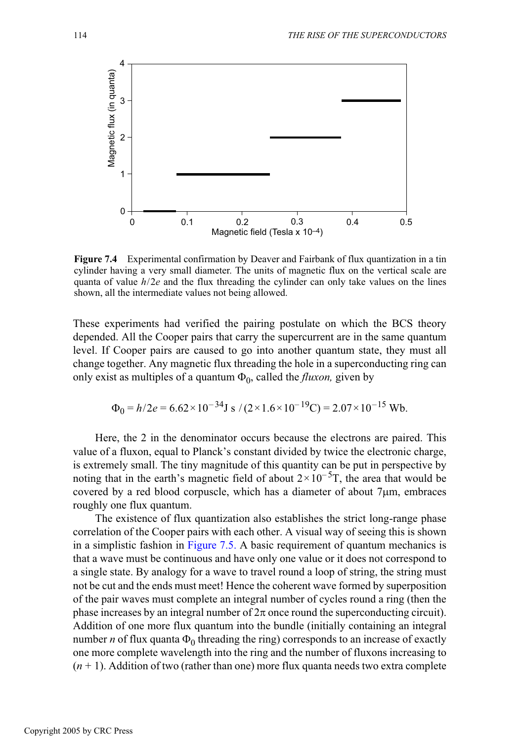**Figure 7.4** Experimental confirmation by Deaver and Fairbank of flux quantization in a tin cylinder having a very small diameter. The units of magnetic flux on the vertical scale are quanta of value $h/2e$ and the flux threading the cylinder can only take values on the lines shown, all the intermediate values not being allowed.

These experiments had verified the pairing postulate on which the BCS theory depended. All the Cooper pairs that carry the supercurrent are in the same quantum level. If Cooper pairs are caused to go into another quantum state, they must all change together. Any magnetic flux threading the hole in a superconducting ring can only exist as multiples of a quantum $\Phi_0$, called the *fluxon,* given by

$$\Phi_0 = h/2e = 6.62\times10^{-34}\text{J s} / (2\times1.6\times10^{-19}\text{C}) = 2.07\times10^{-15}\ \text{Wb}.$$

Here, the 2 in the denominator occurs because the electrons are paired. This value of a fluxon, equal to Planck's constant divided by twice the electronic charge, is extremely small. The tiny magnitude of this quantity can be put in perspective by noting that in the earth's magnetic field of about $2\times10^{-5}$T, the area that would be covered by a red blood corpuscle, which has a diameter of about 7μm, embraces roughly one flux quantum.

The existence of flux quantization also establishes the strict long-range phase correlation of the Cooper pairs with each other. A visual way of seeing this is shown in a simplistic fashion in Figure 7.5. A basic requirement of quantum mechanics is that a wave must be continuous and have only one value or it does not correspond to a single state. By analogy for a wave to travel round a loop of string, the string must not be cut and the ends must meet! Hence the coherent wave formed by superposition of the pair waves must complete an integral number of cycles round a ring (then the phase increases by an integral number of $2\pi$ once round the superconducting circuit). Addition of one more flux quantum into the bundle (initially containing an integral number $n$ of flux quanta $\Phi_0$ threading the ring) corresponds to an increase of exactly one more complete wavelength into the ring and the number of fluxons increasing to $(n + 1)$. Addition of two (rather than one) more flux quanta needs two extra complete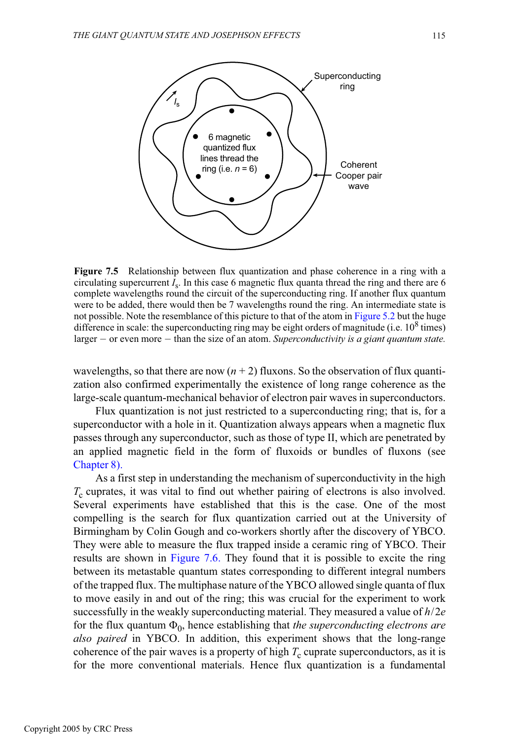**Figure 7.5** Relationship between flux quantization and phase coherence in a ring with a circulating supercurrent $I_s$. In this case 6 magnetic flux quanta thread the ring and there are 6 complete wavelengths round the circuit of the superconducting ring. If another flux quantum were to be added, there would then be 7 wavelengths round the ring. An intermediate state is not possible. Note the resemblance of this picture to that of the atom in Figure 5.2 but the huge difference in scale: the superconducting ring may be eight orders of magnitude (i.e. $10^8$ times) larger − or even more − than the size of an atom. *Superconductivity is a giant quantum state.*

wavelengths, so that there are now $(n + 2)$ fluxons. So the observation of flux quantization also confirmed experimentally the existence of long range coherence as the large-scale quantum-mechanical behavior of electron pair waves in superconductors.

Flux quantization is not just restricted to a superconducting ring; that is, for a superconductor with a hole in it. Quantization always appears when a magnetic flux passes through any superconductor, such as those of type II, which are penetrated by an applied magnetic field in the form of fluxoids or bundles of fluxons (see Chapter 8).

As a first step in understanding the mechanism of superconductivity in the high $T_c$ cuprates, it was vital to find out whether pairing of electrons is also involved. Several experiments have established that this is the case. One of the most compelling is the search for flux quantization carried out at the University of Birmingham by Colin Gough and co-workers shortly after the discovery of YBCO. They were able to measure the flux trapped inside a ceramic ring of YBCO. Their results are shown in Figure 7.6. They found that it is possible to excite the ring between its metastable quantum states corresponding to different integral numbers of the trapped flux. The multiphase nature of the YBCO allowed single quanta of flux to move easily in and out of the ring; this was crucial for the experiment to work successfully in the weakly superconducting material. They measured a value of $h/2e$ for the flux quantum $\Phi_0$, hence establishing that *the superconducting electrons are also paired* in YBCO. In addition, this experiment shows that the long-range coherence of the pair waves is a property of high $T_c$ cuprate superconductors, as it is for the more conventional materials. Hence flux quantization is a fundamental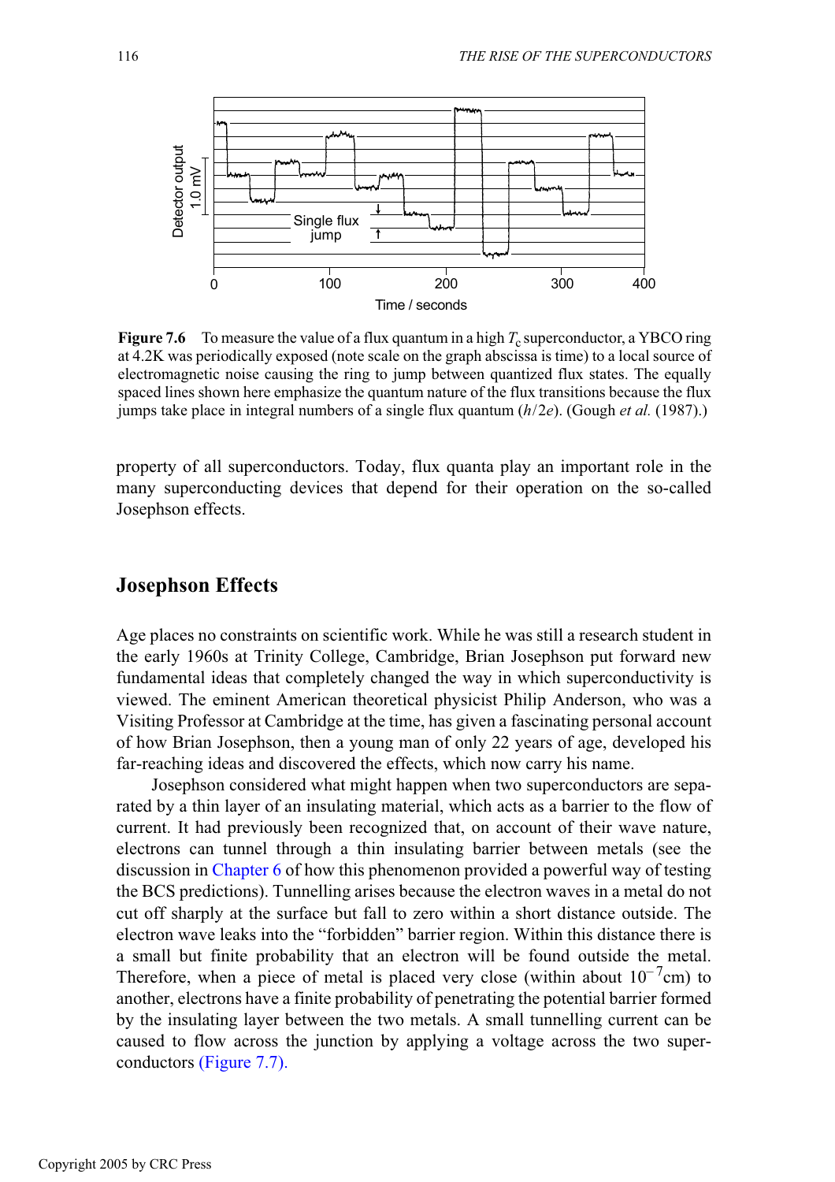Detector output
1.0 mV
Single flux
jump
0
100
200
300
400
Time / seconds

**Figure 7.6** To measure the value of a flux quantum in a high $T_c$ superconductor, a YBCO ring at 4.2K was periodically exposed (note scale on the graph abscissa is time) to a local source of electromagnetic noise causing the ring to jump between quantized flux states. The equally spaced lines shown here emphasize the quantum nature of the flux transitions because the flux jumps take place in integral numbers of a single flux quantum ($h/2e$). (Gough *et al.* (1987).)

property of all superconductors. Today, flux quanta play an important role in the many superconducting devices that depend for their operation on the so-called Josephson effects.

## Josephson Effects

Age places no constraints on scientific work. While he was still a research student in the early 1960s at Trinity College, Cambridge, Brian Josephson put forward new fundamental ideas that completely changed the way in which superconductivity is viewed. The eminent American theoretical physicist Philip Anderson, who was a Visiting Professor at Cambridge at the time, has given a fascinating personal account of how Brian Josephson, then a young man of only 22 years of age, developed his far-reaching ideas and discovered the effects, which now carry his name.

Josephson considered what might happen when two superconductors are separated by a thin layer of an insulating material, which acts as a barrier to the flow of current. It had previously been recognized that, on account of their wave nature, electrons can tunnel through a thin insulating barrier between metals (see the discussion in Chapter 6 of how this phenomenon provided a powerful way of testing the BCS predictions). Tunnelling arises because the electron waves in a metal do not cut off sharply at the surface but fall to zero within a short distance outside. The electron wave leaks into the "forbidden" barrier region. Within this distance there is a small but finite probability that an electron will be found outside the metal. Therefore, when a piece of metal is placed very close (within about $10^{-7}$cm) to another, electrons have a finite probability of penetrating the potential barrier formed by the insulating layer between the two metals. A small tunnelling current can be caused to flow across the junction by applying a voltage across the two superconductors (Figure 7.7).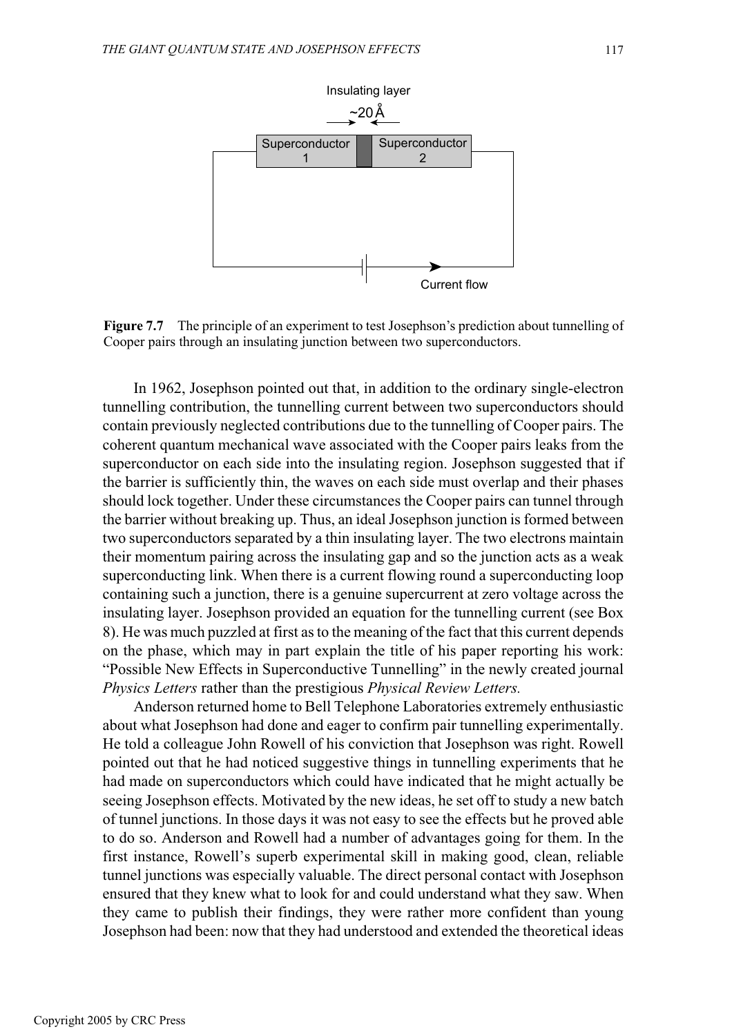Insulating layer

~20 Å

Superconductor 1

Superconductor 2

Current flow

**Figure 7.7** The principle of an experiment to test Josephson's prediction about tunnelling of Cooper pairs through an insulating junction between two superconductors.

In 1962, Josephson pointed out that, in addition to the ordinary single-electron tunnelling contribution, the tunnelling current between two superconductors should contain previously neglected contributions due to the tunnelling of Cooper pairs. The coherent quantum mechanical wave associated with the Cooper pairs leaks from the superconductor on each side into the insulating region. Josephson suggested that if the barrier is sufficiently thin, the waves on each side must overlap and their phases should lock together. Under these circumstances the Cooper pairs can tunnel through the barrier without breaking up. Thus, an ideal Josephson junction is formed between two superconductors separated by a thin insulating layer. The two electrons maintain their momentum pairing across the insulating gap and so the junction acts as a weak superconducting link. When there is a current flowing round a superconducting loop containing such a junction, there is a genuine supercurrent at zero voltage across the insulating layer. Josephson provided an equation for the tunnelling current (see Box 8). He was much puzzled at first as to the meaning of the fact that this current depends on the phase, which may in part explain the title of his paper reporting his work: "Possible New Effects in Superconductive Tunnelling" in the newly created journal *Physics Letters* rather than the prestigious *Physical Review Letters.*

Anderson returned home to Bell Telephone Laboratories extremely enthusiastic about what Josephson had done and eager to confirm pair tunnelling experimentally. He told a colleague John Rowell of his conviction that Josephson was right. Rowell pointed out that he had noticed suggestive things in tunnelling experiments that he had made on superconductors which could have indicated that he might actually be seeing Josephson effects. Motivated by the new ideas, he set off to study a new batch of tunnel junctions. In those days it was not easy to see the effects but he proved able to do so. Anderson and Rowell had a number of advantages going for them. In the first instance, Rowell's superb experimental skill in making good, clean, reliable tunnel junctions was especially valuable. The direct personal contact with Josephson ensured that they knew what to look for and could understand what they saw. When they came to publish their findings, they were rather more confident than young Josephson had been: now that they had understood and extended the theoretical ideas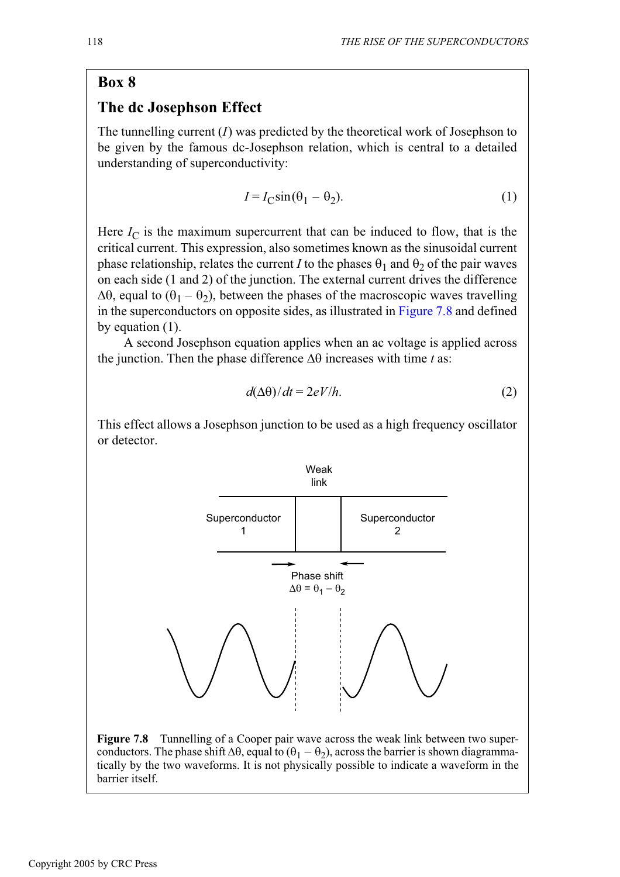## Box 8

### The dc Josephson Effect

The tunnelling current ($I$) was predicted by the theoretical work of Josephson to be given by the famous dc-Josephson relation, which is central to a detailed understanding of superconductivity:

$$I = I_C \sin(\theta_1 - \theta_2). \tag{1}$$

Here $I_C$ is the maximum supercurrent that can be induced to flow, that is the critical current. This expression, also sometimes known as the sinusoidal current phase relationship, relates the current $I$ to the phases $\theta_1$ and $\theta_2$ of the pair waves on each side (1 and 2) of the junction. The external current drives the difference $\Delta\theta$, equal to $(\theta_1 - \theta_2)$, between the phases of the macroscopic waves travelling in the superconductors on opposite sides, as illustrated in Figure 7.8 and defined by equation (1).

A second Josephson equation applies when an ac voltage is applied across the junction. Then the phase difference $\Delta\theta$ increases with time $t$ as:

$$d(\Delta\theta)/dt = 2eV/h. \tag{2}$$

This effect allows a Josephson junction to be used as a high frequency oscillator or detector.

Weak link

Superconductor 1 | Superconductor 2

Phase shift $\Delta\theta = \theta_1 - \theta_2$

**Figure 7.8** Tunnelling of a Cooper pair wave across the weak link between two superconductors. The phase shift $\Delta\theta$, equal to $(\theta_1 - \theta_2)$, across the barrier is shown diagrammatically by the two waveforms. It is not physically possible to indicate a waveform in the barrier itself.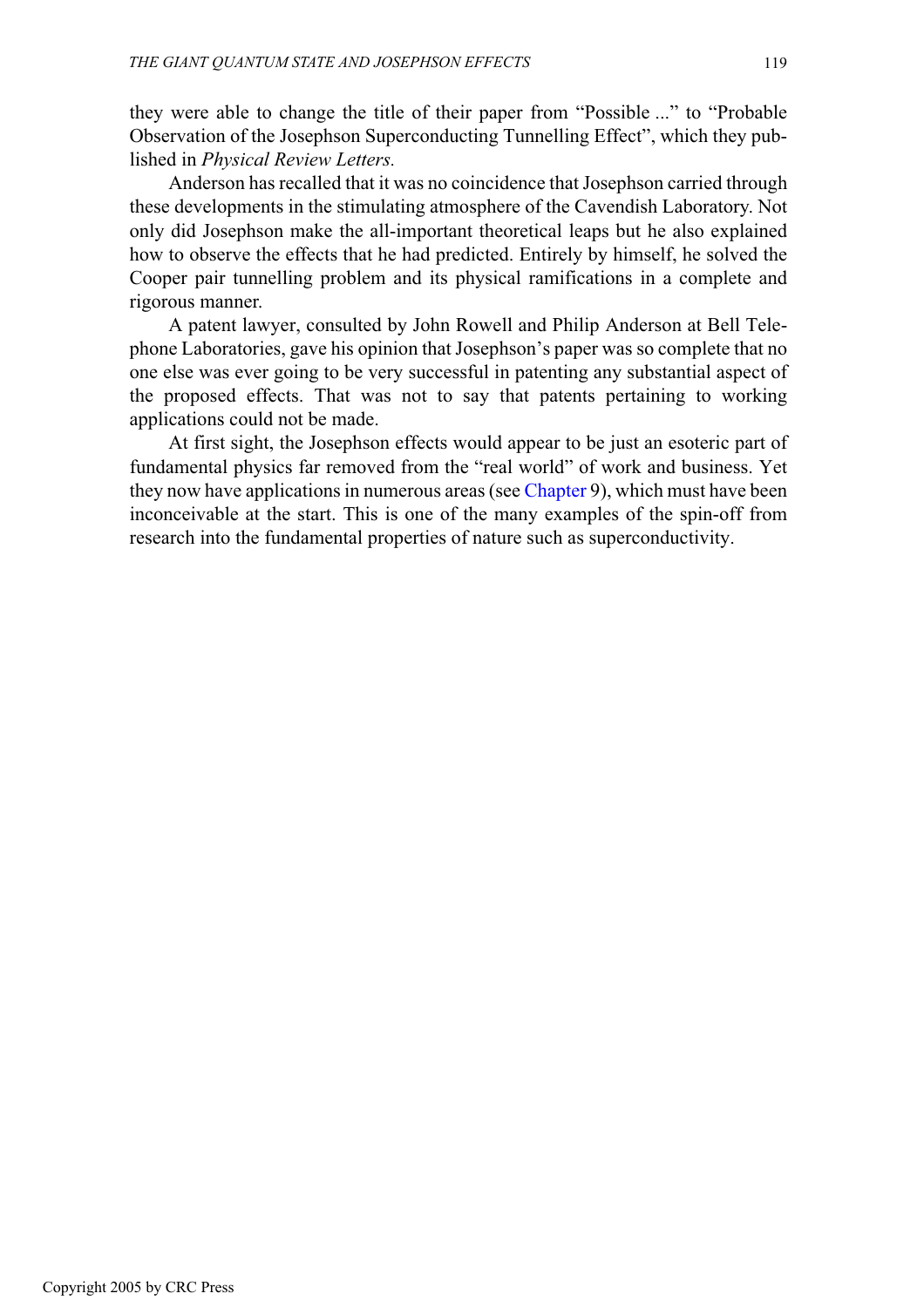they were able to change the title of their paper from "Possible ..." to "Probable Observation of the Josephson Superconducting Tunnelling Effect", which they published in *Physical Review Letters.*

Anderson has recalled that it was no coincidence that Josephson carried through these developments in the stimulating atmosphere of the Cavendish Laboratory. Not only did Josephson make the all-important theoretical leaps but he also explained how to observe the effects that he had predicted. Entirely by himself, he solved the Cooper pair tunnelling problem and its physical ramifications in a complete and rigorous manner.

A patent lawyer, consulted by John Rowell and Philip Anderson at Bell Telephone Laboratories, gave his opinion that Josephson's paper was so complete that no one else was ever going to be very successful in patenting any substantial aspect of the proposed effects. That was not to say that patents pertaining to working applications could not be made.

At first sight, the Josephson effects would appear to be just an esoteric part of fundamental physics far removed from the "real world" of work and business. Yet they now have applications in numerous areas (see Chapter 9), which must have been inconceivable at the start. This is one of the many examples of the spin-off from research into the fundamental properties of nature such as superconductivity.